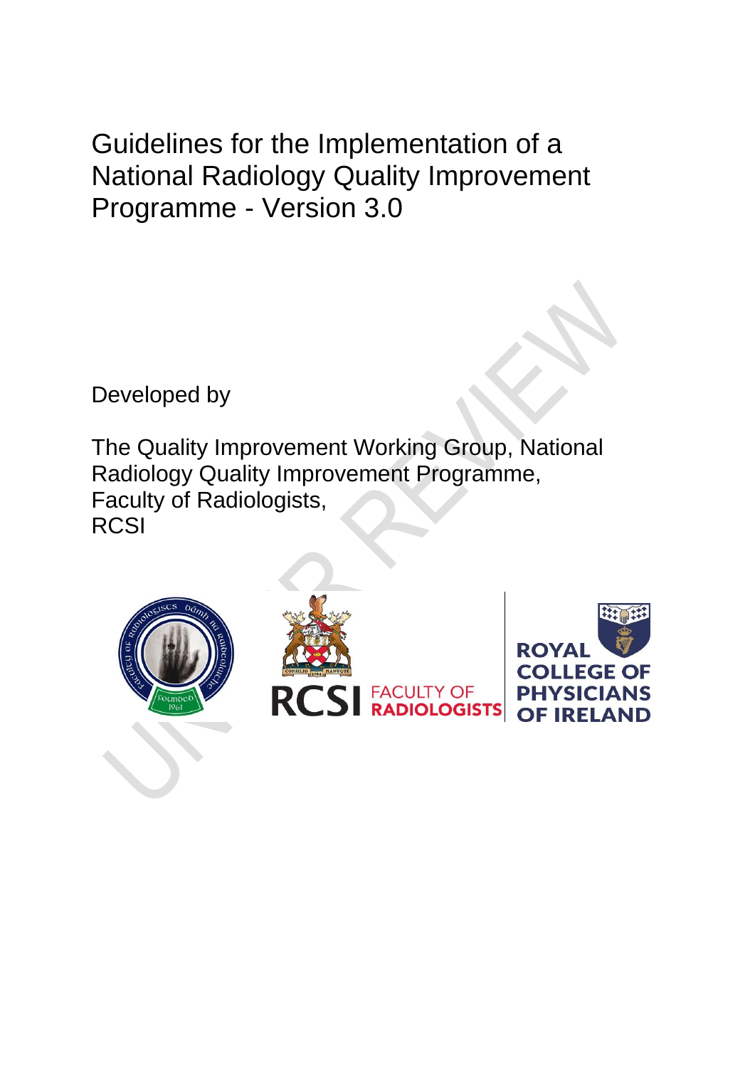# Guidelines for the Implementation of a National Radiology Quality Improvement Programme - Version 3.0

Developed by

The Quality Improvement Working Group, National Radiology Quality Improvement Programme, Faculty of Radiologists, RCSI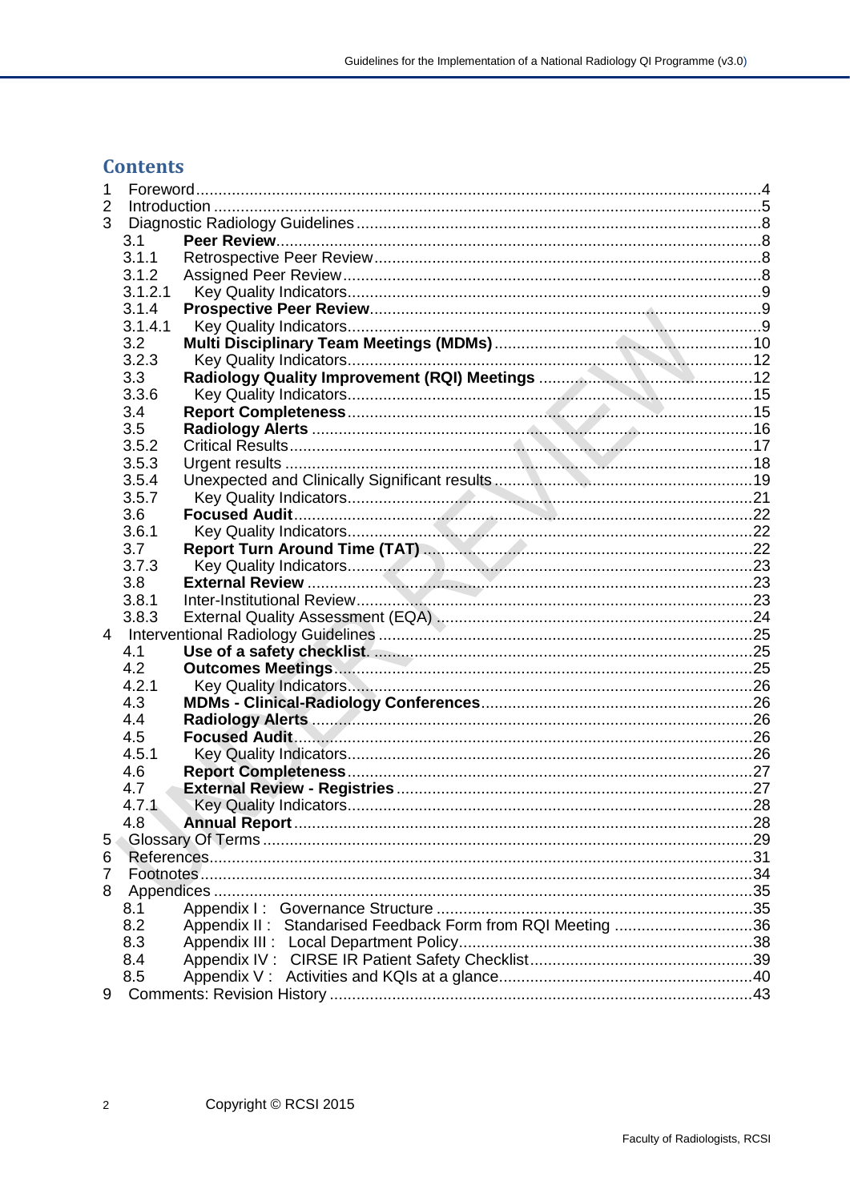# Contents

1 Foreword ....................................................................................................4
2 Introduction ..............................................................................................5
3 Diagnostic Radiology Guidelines ..............................................................8
  3.1 **Peer Review** ....................................................................................8
  3.1.1 Retrospective Peer Review ..............................................................8
  3.1.2 Assigned Peer Review ......................................................................8
  3.1.2.1 Key Quality Indicators ...................................................................9
  3.1.4 **Prospective Peer Review** ................................................................9
  3.1.4.1 Key Quality Indicators ...................................................................9
  3.2 **Multi Disciplinary Team Meetings (MDMs)** ......................................10
  3.2.3 Key Quality Indicators .....................................................................12
  3.3 **Radiology Quality Improvement (RQI) Meetings** ..............................12
  3.3.6 Key Quality Indicators .....................................................................15
  3.4 **Report Completeness** ....................................................................15
  3.5 **Radiology Alerts** ...........................................................................16
  3.5.2 Critical Results ...............................................................................17
  3.5.3 Urgent results .................................................................................18
  3.5.4 Unexpected and Clinically Significant results ..................................19
  3.5.7 Key Quality Indicators .....................................................................21
  3.6 **Focused Audit** ................................................................................22
  3.6.1 Key Quality Indicators .....................................................................22
  3.7 **Report Turn Around Time (TAT)** ......................................................22
  3.7.3 Key Quality Indicators .....................................................................23
  3.8 **External Review** .............................................................................23
  3.8.1 Inter-Institutional Review ................................................................23
  3.8.3 External Quality Assessment (EQA) ................................................24
4 Interventional Radiology Guidelines ........................................................25
  4.1 **Use of a safety checklist**. ...............................................................25
  4.2 **Outcomes Meetings** .......................................................................25
  4.2.1 Key Quality Indicators .....................................................................26
  4.3 **MDMs - Clinical-Radiology Conferences** ........................................26
  4.4 **Radiology Alerts** ............................................................................26
  4.5 **Focused Audit** ................................................................................26
  4.5.1 Key Quality Indicators .....................................................................26
  4.6 **Report Completeness** ....................................................................27
  4.7 **External Review - Registries** ..........................................................27
  4.7.1 Key Quality Indicators .....................................................................28
  4.8 **Annual Report** ...............................................................................28
5 Glossary Of Terms ...................................................................................29
6 References ...............................................................................................31
7 Footnotes .................................................................................................34
8 Appendices ..............................................................................................35
  8.1 Appendix I : Governance Structure ...................................................35
  8.2 Appendix II : Standarised Feedback Form from RQI Meeting .............36
  8.3 Appendix III : Local Department Policy ..............................................38
  8.4 Appendix IV : CIRSE IR Patient Safety Checklist ...............................39
  8.5 Appendix V : Activities and KQIs at a glance ......................................40
9 Comments: Revision History ....................................................................43

Copyright © RCSI 2015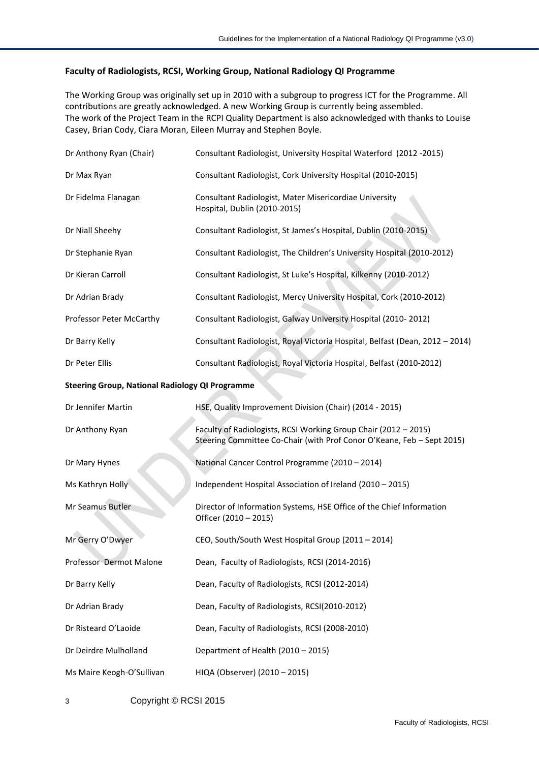**Faculty of Radiologists, RCSI, Working Group, National Radiology QI Programme**

The Working Group was originally set up in 2010 with a subgroup to progress ICT for the Programme. All contributions are greatly acknowledged. A new Working Group is currently being assembled.
The work of the Project Team in the RCPI Quality Department is also acknowledged with thanks to Louise Casey, Brian Cody, Ciara Moran, Eileen Murray and Stephen Boyle.

| | |
|---|---|
| Dr Anthony Ryan (Chair) | Consultant Radiologist, University Hospital Waterford (2012 -2015) |
| Dr Max Ryan | Consultant Radiologist, Cork University Hospital (2010-2015) |
| Dr Fidelma Flanagan | Consultant Radiologist, Mater Misericordiae University Hospital, Dublin (2010-2015) |
| Dr Niall Sheehy | Consultant Radiologist, St James's Hospital, Dublin (2010-2015) |
| Dr Stephanie Ryan | Consultant Radiologist, The Children's University Hospital (2010-2012) |
| Dr Kieran Carroll | Consultant Radiologist, St Luke's Hospital, Kilkenny (2010-2012) |
| Dr Adrian Brady | Consultant Radiologist, Mercy University Hospital, Cork (2010-2012) |
| Professor Peter McCarthy | Consultant Radiologist, Galway University Hospital (2010- 2012) |
| Dr Barry Kelly | Consultant Radiologist, Royal Victoria Hospital, Belfast (Dean, 2012 – 2014) |
| Dr Peter Ellis | Consultant Radiologist, Royal Victoria Hospital, Belfast (2010-2012) |

**Steering Group, National Radiology QI Programme**

| | |
|---|---|
| Dr Jennifer Martin | HSE, Quality Improvement Division (Chair) (2014 - 2015) |
| Dr Anthony Ryan | Faculty of Radiologists, RCSI Working Group Chair (2012 – 2015) Steering Committee Co-Chair (with Prof Conor O'Keane, Feb – Sept 2015) |
| Dr Mary Hynes | National Cancer Control Programme (2010 – 2014) |
| Ms Kathryn Holly | Independent Hospital Association of Ireland (2010 – 2015) |
| Mr Seamus Butler | Director of Information Systems, HSE Office of the Chief Information Officer (2010 – 2015) |
| Mr Gerry O'Dwyer | CEO, South/South West Hospital Group (2011 – 2014) |
| Professor Dermot Malone | Dean, Faculty of Radiologists, RCSI (2014-2016) |
| Dr Barry Kelly | Dean, Faculty of Radiologists, RCSI (2012-2014) |
| Dr Adrian Brady | Dean, Faculty of Radiologists, RCSI(2010-2012) |
| Dr Risteard O'Laoide | Dean, Faculty of Radiologists, RCSI (2008-2010) |
| Dr Deirdre Mulholland | Department of Health (2010 – 2015) |
| Ms Maire Keogh-O'Sullivan | HIQA (Observer) (2010 – 2015) |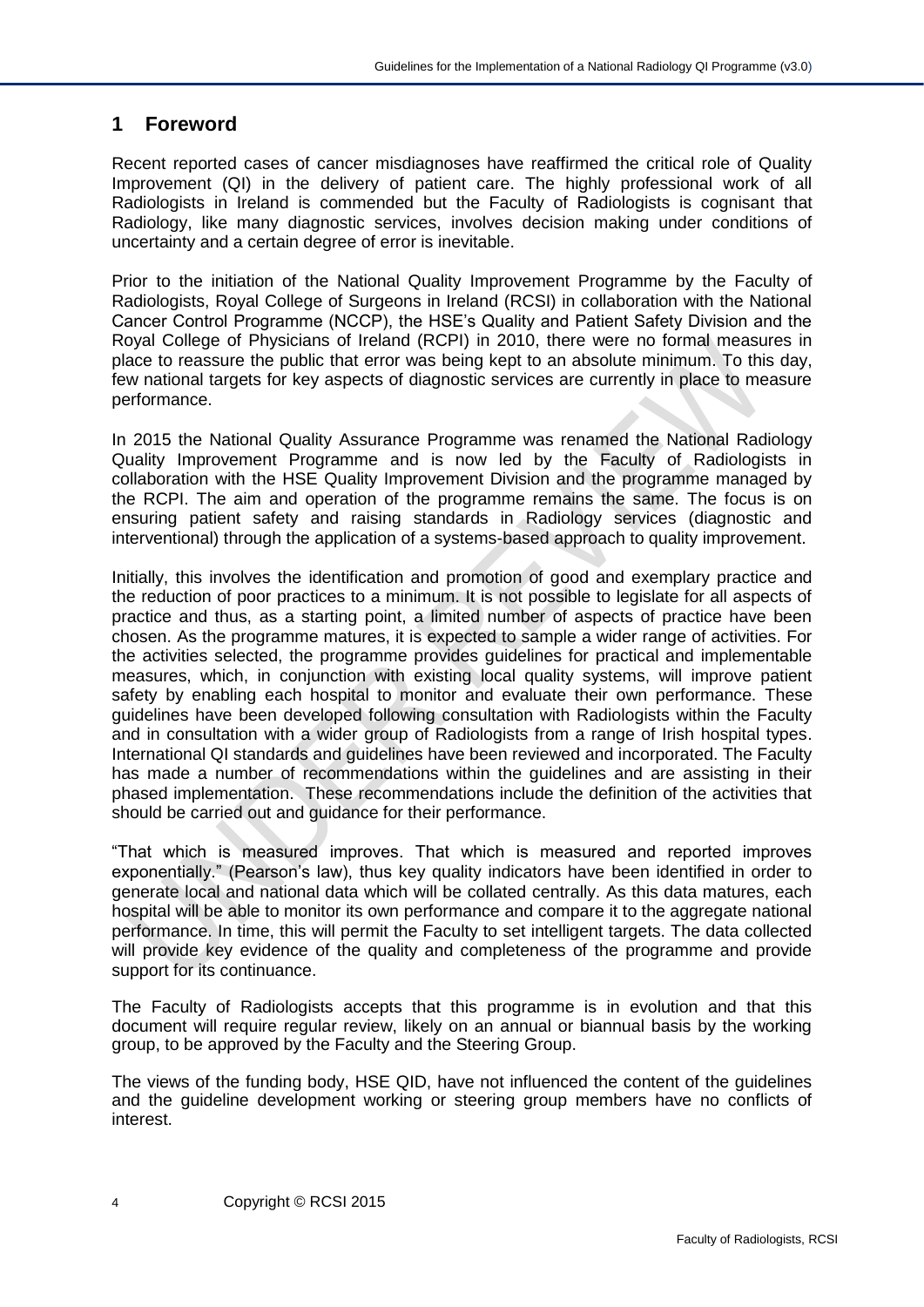# 1 Foreword

Recent reported cases of cancer misdiagnoses have reaffirmed the critical role of Quality Improvement (QI) in the delivery of patient care. The highly professional work of all Radiologists in Ireland is commended but the Faculty of Radiologists is cognisant that Radiology, like many diagnostic services, involves decision making under conditions of uncertainty and a certain degree of error is inevitable.

Prior to the initiation of the National Quality Improvement Programme by the Faculty of Radiologists, Royal College of Surgeons in Ireland (RCSI) in collaboration with the National Cancer Control Programme (NCCP), the HSE's Quality and Patient Safety Division and the Royal College of Physicians of Ireland (RCPI) in 2010, there were no formal measures in place to reassure the public that error was being kept to an absolute minimum. To this day, few national targets for key aspects of diagnostic services are currently in place to measure performance.

In 2015 the National Quality Assurance Programme was renamed the National Radiology Quality Improvement Programme and is now led by the Faculty of Radiologists in collaboration with the HSE Quality Improvement Division and the programme managed by the RCPI. The aim and operation of the programme remains the same. The focus is on ensuring patient safety and raising standards in Radiology services (diagnostic and interventional) through the application of a systems-based approach to quality improvement.

Initially, this involves the identification and promotion of good and exemplary practice and the reduction of poor practices to a minimum. It is not possible to legislate for all aspects of practice and thus, as a starting point, a limited number of aspects of practice have been chosen. As the programme matures, it is expected to sample a wider range of activities. For the activities selected, the programme provides guidelines for practical and implementable measures, which, in conjunction with existing local quality systems, will improve patient safety by enabling each hospital to monitor and evaluate their own performance. These guidelines have been developed following consultation with Radiologists within the Faculty and in consultation with a wider group of Radiologists from a range of Irish hospital types. International QI standards and guidelines have been reviewed and incorporated. The Faculty has made a number of recommendations within the guidelines and are assisting in their phased implementation. These recommendations include the definition of the activities that should be carried out and guidance for their performance.

"That which is measured improves. That which is measured and reported improves exponentially." (Pearson's law), thus key quality indicators have been identified in order to generate local and national data which will be collated centrally. As this data matures, each hospital will be able to monitor its own performance and compare it to the aggregate national performance. In time, this will permit the Faculty to set intelligent targets. The data collected will provide key evidence of the quality and completeness of the programme and provide support for its continuance.

The Faculty of Radiologists accepts that this programme is in evolution and that this document will require regular review, likely on an annual or biannual basis by the working group, to be approved by the Faculty and the Steering Group.

The views of the funding body, HSE QID, have not influenced the content of the guidelines and the guideline development working or steering group members have no conflicts of interest.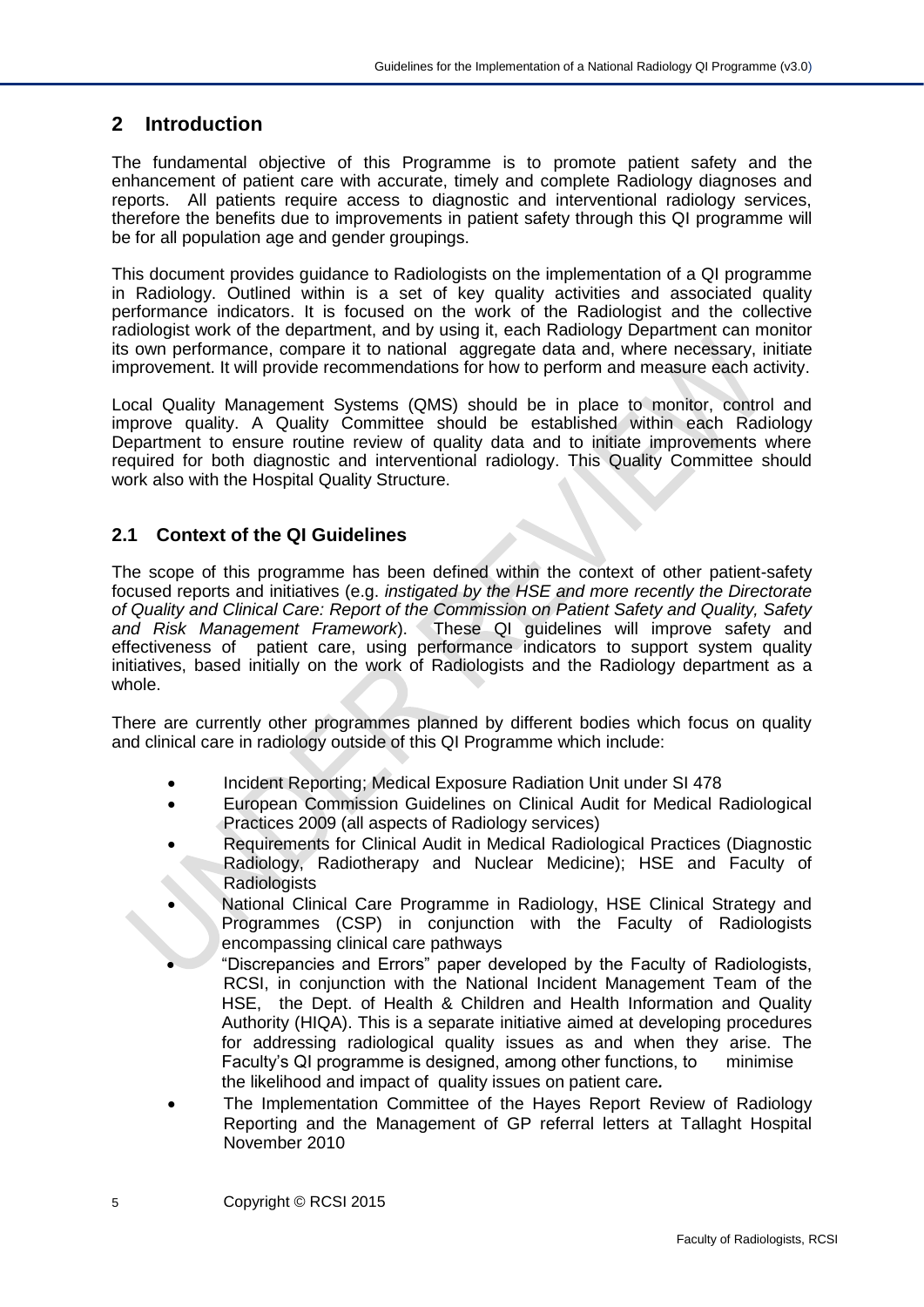## 2 Introduction

The fundamental objective of this Programme is to promote patient safety and the enhancement of patient care with accurate, timely and complete Radiology diagnoses and reports. All patients require access to diagnostic and interventional radiology services, therefore the benefits due to improvements in patient safety through this QI programme will be for all population age and gender groupings.

This document provides guidance to Radiologists on the implementation of a QI programme in Radiology. Outlined within is a set of key quality activities and associated quality performance indicators. It is focused on the work of the Radiologist and the collective radiologist work of the department, and by using it, each Radiology Department can monitor its own performance, compare it to national aggregate data and, where necessary, initiate improvement. It will provide recommendations for how to perform and measure each activity.

Local Quality Management Systems (QMS) should be in place to monitor, control and improve quality. A Quality Committee should be established within each Radiology Department to ensure routine review of quality data and to initiate improvements where required for both diagnostic and interventional radiology. This Quality Committee should work also with the Hospital Quality Structure.

### 2.1 Context of the QI Guidelines

The scope of this programme has been defined within the context of other patient-safety focused reports and initiatives (e.g. *instigated by the HSE and more recently the Directorate of Quality and Clinical Care: Report of the Commission on Patient Safety and Quality, Safety and Risk Management Framework*). These QI guidelines will improve safety and effectiveness of patient care, using performance indicators to support system quality initiatives, based initially on the work of Radiologists and the Radiology department as a whole.

There are currently other programmes planned by different bodies which focus on quality and clinical care in radiology outside of this QI Programme which include:

- Incident Reporting; Medical Exposure Radiation Unit under SI 478
- European Commission Guidelines on Clinical Audit for Medical Radiological Practices 2009 (all aspects of Radiology services)
- Requirements for Clinical Audit in Medical Radiological Practices (Diagnostic Radiology, Radiotherapy and Nuclear Medicine); HSE and Faculty of Radiologists
- National Clinical Care Programme in Radiology, HSE Clinical Strategy and Programmes (CSP) in conjunction with the Faculty of Radiologists encompassing clinical care pathways
- "Discrepancies and Errors" paper developed by the Faculty of Radiologists, RCSI, in conjunction with the National Incident Management Team of the HSE, the Dept. of Health & Children and Health Information and Quality Authority (HIQA). This is a separate initiative aimed at developing procedures for addressing radiological quality issues as and when they arise. The Faculty's QI programme is designed, among other functions, to minimise the likelihood and impact of quality issues on patient care.
- The Implementation Committee of the Hayes Report Review of Radiology Reporting and the Management of GP referral letters at Tallaght Hospital November 2010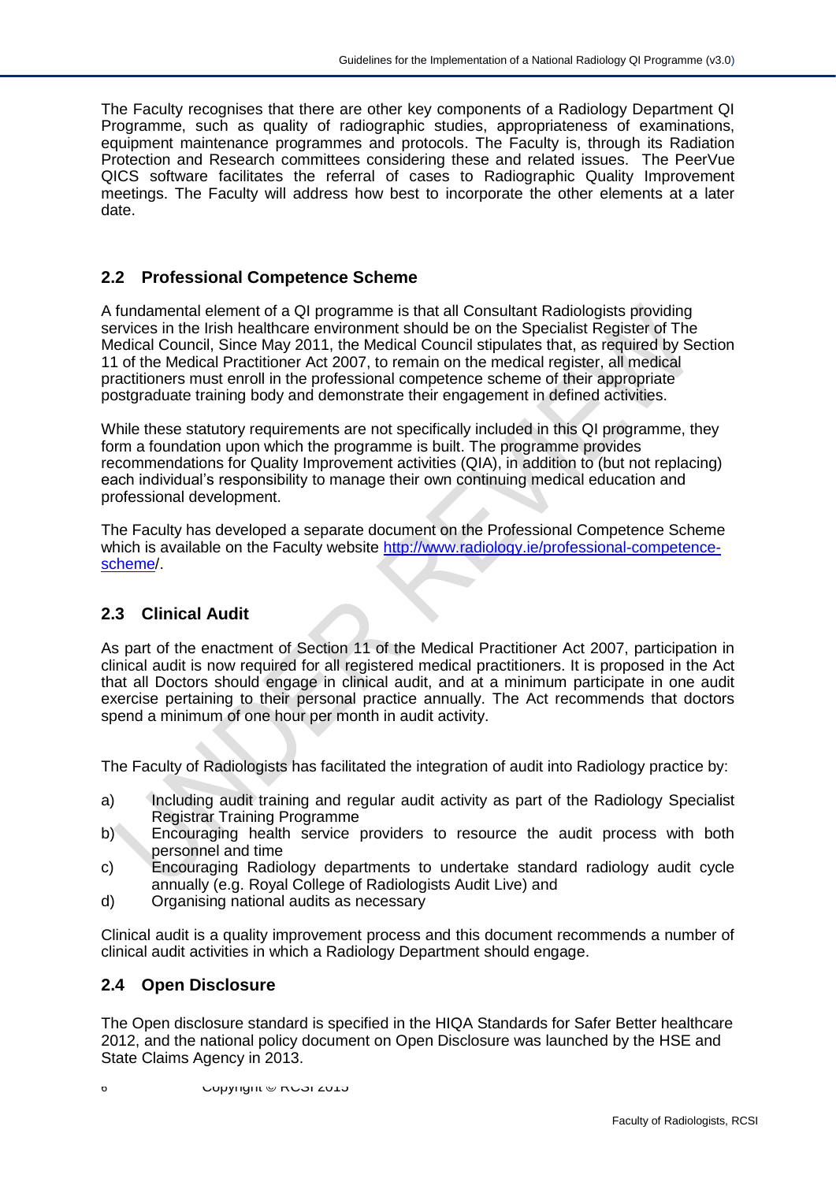The Faculty recognises that there are other key components of a Radiology Department QI Programme, such as quality of radiographic studies, appropriateness of examinations, equipment maintenance programmes and protocols. The Faculty is, through its Radiation Protection and Research committees considering these and related issues. The PeerVue QICS software facilitates the referral of cases to Radiographic Quality Improvement meetings. The Faculty will address how best to incorporate the other elements at a later date.

## 2.2 Professional Competence Scheme

A fundamental element of a QI programme is that all Consultant Radiologists providing services in the Irish healthcare environment should be on the Specialist Register of The Medical Council, Since May 2011, the Medical Council stipulates that, as required by Section 11 of the Medical Practitioner Act 2007, to remain on the medical register, all medical practitioners must enroll in the professional competence scheme of their appropriate postgraduate training body and demonstrate their engagement in defined activities.

While these statutory requirements are not specifically included in this QI programme, they form a foundation upon which the programme is built. The programme provides recommendations for Quality Improvement activities (QIA), in addition to (but not replacing) each individual's responsibility to manage their own continuing medical education and professional development.

The Faculty has developed a separate document on the Professional Competence Scheme which is available on the Faculty website [http://www.radiology.ie/professional-competence-scheme](http://www.radiology.ie/professional-competence-scheme)/.

## 2.3 Clinical Audit

As part of the enactment of Section 11 of the Medical Practitioner Act 2007, participation in clinical audit is now required for all registered medical practitioners. It is proposed in the Act that all Doctors should engage in clinical audit, and at a minimum participate in one audit exercise pertaining to their personal practice annually. The Act recommends that doctors spend a minimum of one hour per month in audit activity.

The Faculty of Radiologists has facilitated the integration of audit into Radiology practice by:

a) Including audit training and regular audit activity as part of the Radiology Specialist Registrar Training Programme
b) Encouraging health service providers to resource the audit process with both personnel and time
c) Encouraging Radiology departments to undertake standard radiology audit cycle annually (e.g. Royal College of Radiologists Audit Live) and
d) Organising national audits as necessary

Clinical audit is a quality improvement process and this document recommends a number of clinical audit activities in which a Radiology Department should engage.

## 2.4 Open Disclosure

The Open disclosure standard is specified in the HIQA Standards for Safer Better healthcare 2012, and the national policy document on Open Disclosure was launched by the HSE and State Claims Agency in 2013.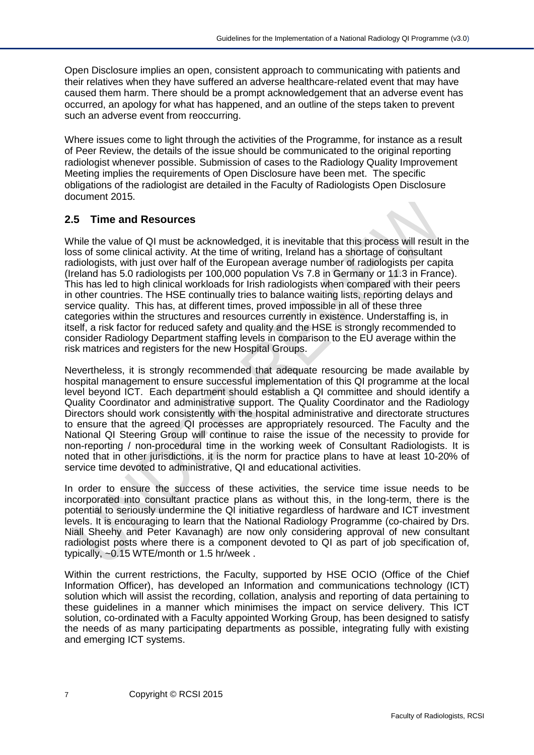Open Disclosure implies an open, consistent approach to communicating with patients and their relatives when they have suffered an adverse healthcare-related event that may have caused them harm. There should be a prompt acknowledgement that an adverse event has occurred, an apology for what has happened, and an outline of the steps taken to prevent such an adverse event from reoccurring.

Where issues come to light through the activities of the Programme, for instance as a result of Peer Review, the details of the issue should be communicated to the original reporting radiologist whenever possible. Submission of cases to the Radiology Quality Improvement Meeting implies the requirements of Open Disclosure have been met. The specific obligations of the radiologist are detailed in the Faculty of Radiologists Open Disclosure document 2015.

## 2.5 Time and Resources

While the value of QI must be acknowledged, it is inevitable that this process will result in the loss of some clinical activity. At the time of writing, Ireland has a shortage of consultant radiologists, with just over half of the European average number of radiologists per capita (Ireland has 5.0 radiologists per 100,000 population Vs 7.8 in Germany or 11.3 in France). This has led to high clinical workloads for Irish radiologists when compared with their peers in other countries. The HSE continually tries to balance waiting lists, reporting delays and service quality. This has, at different times, proved impossible in all of these three categories within the structures and resources currently in existence. Understaffing is, in itself, a risk factor for reduced safety and quality and the HSE is strongly recommended to consider Radiology Department staffing levels in comparison to the EU average within the risk matrices and registers for the new Hospital Groups.

Nevertheless, it is strongly recommended that adequate resourcing be made available by hospital management to ensure successful implementation of this QI programme at the local level beyond ICT. Each department should establish a QI committee and should identify a Quality Coordinator and administrative support. The Quality Coordinator and the Radiology Directors should work consistently with the hospital administrative and directorate structures to ensure that the agreed QI processes are appropriately resourced. The Faculty and the National QI Steering Group will continue to raise the issue of the necessity to provide for non-reporting / non-procedural time in the working week of Consultant Radiologists. It is noted that in other jurisdictions, it is the norm for practice plans to have at least 10-20% of service time devoted to administrative, QI and educational activities.

In order to ensure the success of these activities, the service time issue needs to be incorporated into consultant practice plans as without this, in the long-term, there is the potential to seriously undermine the QI initiative regardless of hardware and ICT investment levels. It is encouraging to learn that the National Radiology Programme (co-chaired by Drs. Niall Sheehy and Peter Kavanagh) are now only considering approval of new consultant radiologist posts where there is a component devoted to QI as part of job specification of, typically, ~0.15 WTE/month or 1.5 hr/week .

Within the current restrictions, the Faculty, supported by HSE OCIO (Office of the Chief Information Officer), has developed an Information and communications technology (ICT) solution which will assist the recording, collation, analysis and reporting of data pertaining to these guidelines in a manner which minimises the impact on service delivery. This ICT solution, co-ordinated with a Faculty appointed Working Group, has been designed to satisfy the needs of as many participating departments as possible, integrating fully with existing and emerging ICT systems.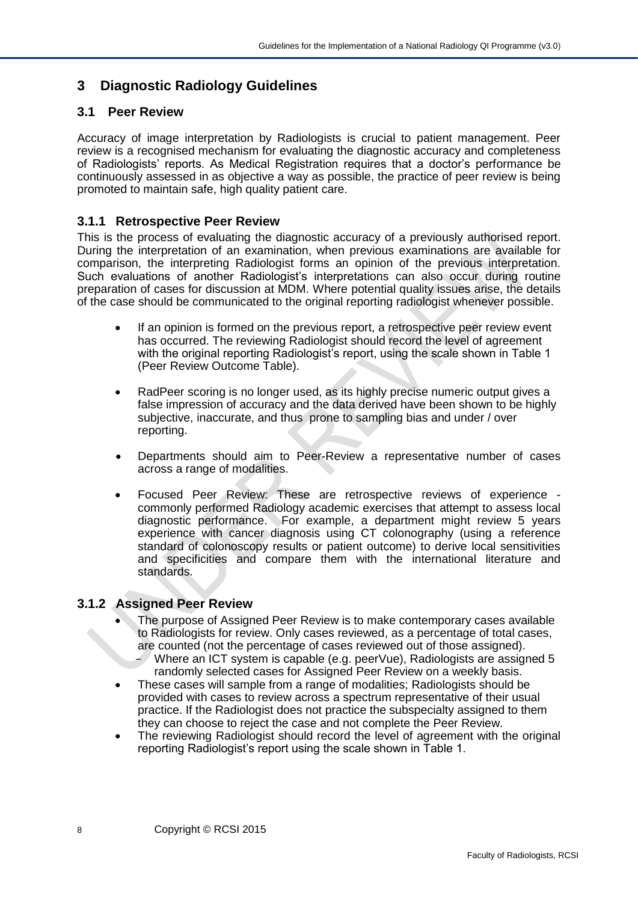# 3 Diagnostic Radiology Guidelines

## 3.1 Peer Review

Accuracy of image interpretation by Radiologists is crucial to patient management. Peer review is a recognised mechanism for evaluating the diagnostic accuracy and completeness of Radiologists' reports. As Medical Registration requires that a doctor's performance be continuously assessed in as objective a way as possible, the practice of peer review is being promoted to maintain safe, high quality patient care.

### 3.1.1 Retrospective Peer Review

This is the process of evaluating the diagnostic accuracy of a previously authorised report. During the interpretation of an examination, when previous examinations are available for comparison, the interpreting Radiologist forms an opinion of the previous interpretation. Such evaluations of another Radiologist's interpretations can also occur during routine preparation of cases for discussion at MDM. Where potential quality issues arise, the details of the case should be communicated to the original reporting radiologist whenever possible.

- If an opinion is formed on the previous report, a retrospective peer review event has occurred. The reviewing Radiologist should record the level of agreement with the original reporting Radiologist's report, using the scale shown in Table 1 (Peer Review Outcome Table).
- RadPeer scoring is no longer used, as its highly precise numeric output gives a false impression of accuracy and the data derived have been shown to be highly subjective, inaccurate, and thus prone to sampling bias and under / over reporting.
- Departments should aim to Peer-Review a representative number of cases across a range of modalities.
- Focused Peer Review: These are retrospective reviews of experience - commonly performed Radiology academic exercises that attempt to assess local diagnostic performance. For example, a department might review 5 years experience with cancer diagnosis using CT colonography (using a reference standard of colonoscopy results or patient outcome) to derive local sensitivities and specificities and compare them with the international literature and standards.

### 3.1.2 Assigned Peer Review

- The purpose of Assigned Peer Review is to make contemporary cases available to Radiologists for review. Only cases reviewed, as a percentage of total cases, are counted (not the percentage of cases reviewed out of those assigned).
  - Where an ICT system is capable (e.g. peerVue), Radiologists are assigned 5 randomly selected cases for Assigned Peer Review on a weekly basis.
- These cases will sample from a range of modalities; Radiologists should be provided with cases to review across a spectrum representative of their usual practice. If the Radiologist does not practice the subspecialty assigned to them they can choose to reject the case and not complete the Peer Review.
- The reviewing Radiologist should record the level of agreement with the original reporting Radiologist's report using the scale shown in Table 1.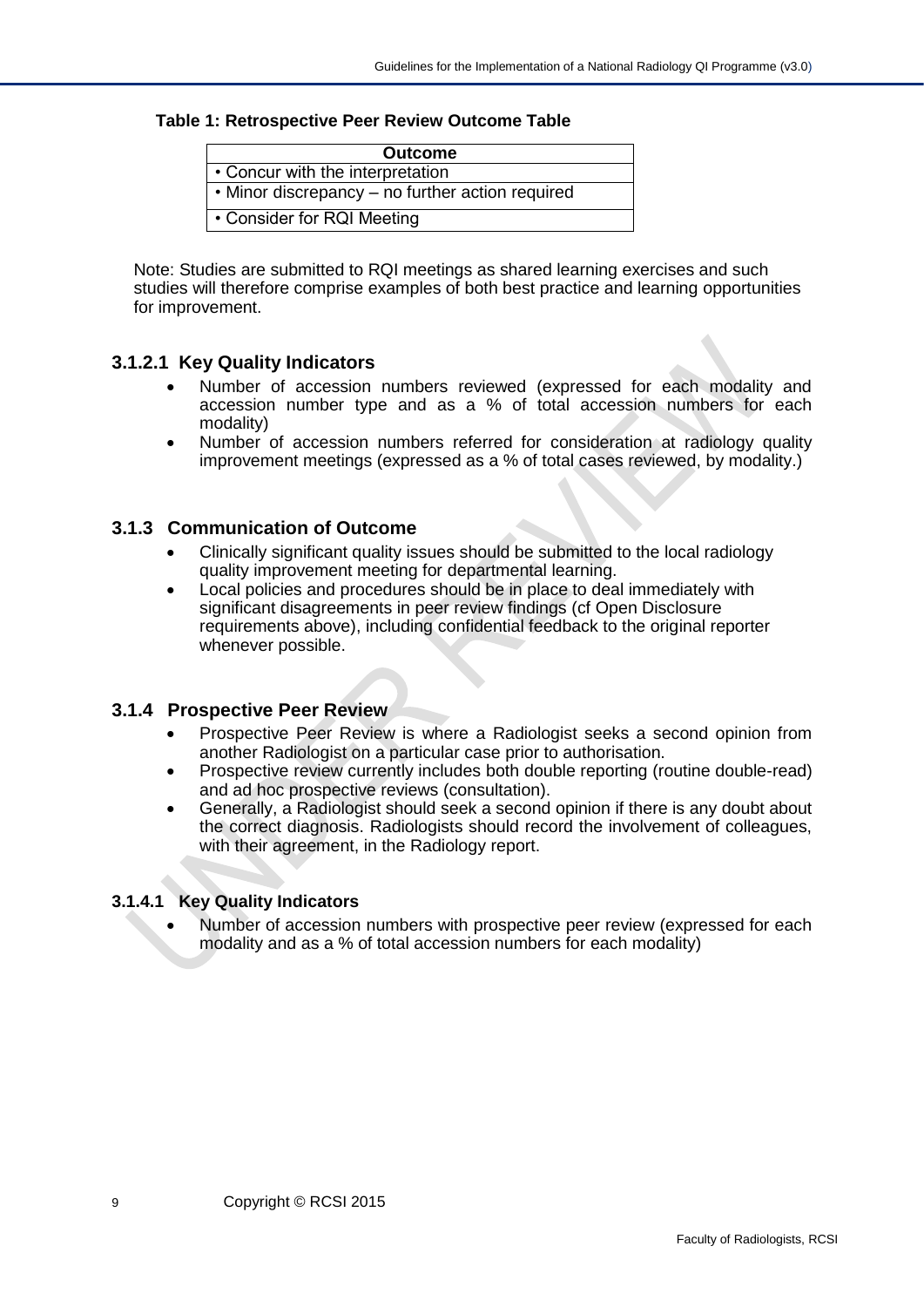**Table 1: Retrospective Peer Review Outcome Table**

| Outcome |
|---|
| • Concur with the interpretation |
| • Minor discrepancy – no further action required |
| • Consider for RQI Meeting |

Note: Studies are submitted to RQI meetings as shared learning exercises and such studies will therefore comprise examples of both best practice and learning opportunities for improvement.

#### 3.1.2.1 Key Quality Indicators

- Number of accession numbers reviewed (expressed for each modality and accession number type and as a % of total accession numbers for each modality)
- Number of accession numbers referred for consideration at radiology quality improvement meetings (expressed as a % of total cases reviewed, by modality.)

### 3.1.3 Communication of Outcome

- Clinically significant quality issues should be submitted to the local radiology quality improvement meeting for departmental learning.
- Local policies and procedures should be in place to deal immediately with significant disagreements in peer review findings (cf Open Disclosure requirements above), including confidential feedback to the original reporter whenever possible.

### 3.1.4 Prospective Peer Review

- Prospective Peer Review is where a Radiologist seeks a second opinion from another Radiologist on a particular case prior to authorisation.
- Prospective review currently includes both double reporting (routine double-read) and ad hoc prospective reviews (consultation).
- Generally, a Radiologist should seek a second opinion if there is any doubt about the correct diagnosis. Radiologists should record the involvement of colleagues, with their agreement, in the Radiology report.

#### 3.1.4.1 Key Quality Indicators

- Number of accession numbers with prospective peer review (expressed for each modality and as a % of total accession numbers for each modality)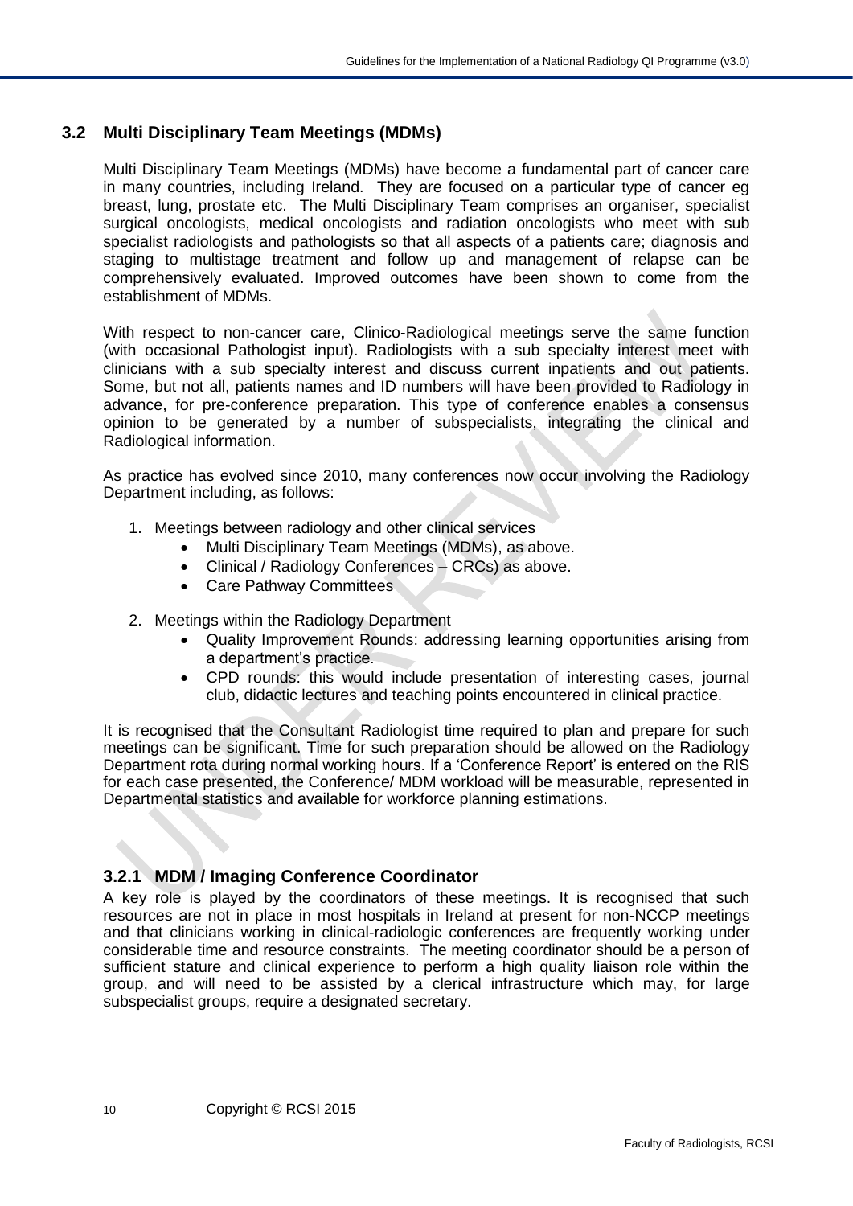## 3.2 Multi Disciplinary Team Meetings (MDMs)

Multi Disciplinary Team Meetings (MDMs) have become a fundamental part of cancer care in many countries, including Ireland. They are focused on a particular type of cancer eg breast, lung, prostate etc. The Multi Disciplinary Team comprises an organiser, specialist surgical oncologists, medical oncologists and radiation oncologists who meet with sub specialist radiologists and pathologists so that all aspects of a patients care; diagnosis and staging to multistage treatment and follow up and management of relapse can be comprehensively evaluated. Improved outcomes have been shown to come from the establishment of MDMs.

With respect to non-cancer care, Clinico-Radiological meetings serve the same function (with occasional Pathologist input). Radiologists with a sub specialty interest meet with clinicians with a sub specialty interest and discuss current inpatients and out patients. Some, but not all, patients names and ID numbers will have been provided to Radiology in advance, for pre-conference preparation. This type of conference enables a consensus opinion to be generated by a number of subspecialists, integrating the clinical and Radiological information.

As practice has evolved since 2010, many conferences now occur involving the Radiology Department including, as follows:

1. Meetings between radiology and other clinical services
   - Multi Disciplinary Team Meetings (MDMs), as above.
   - Clinical / Radiology Conferences – CRCs) as above.
   - Care Pathway Committees

2. Meetings within the Radiology Department
   - Quality Improvement Rounds: addressing learning opportunities arising from a department's practice.
   - CPD rounds: this would include presentation of interesting cases, journal club, didactic lectures and teaching points encountered in clinical practice.

It is recognised that the Consultant Radiologist time required to plan and prepare for such meetings can be significant. Time for such preparation should be allowed on the Radiology Department rota during normal working hours. If a 'Conference Report' is entered on the RIS for each case presented, the Conference/ MDM workload will be measurable, represented in Departmental statistics and available for workforce planning estimations.

### 3.2.1 MDM / Imaging Conference Coordinator

A key role is played by the coordinators of these meetings. It is recognised that such resources are not in place in most hospitals in Ireland at present for non-NCCP meetings and that clinicians working in clinical-radiologic conferences are frequently working under considerable time and resource constraints. The meeting coordinator should be a person of sufficient stature and clinical experience to perform a high quality liaison role within the group, and will need to be assisted by a clerical infrastructure which may, for large subspecialist groups, require a designated secretary.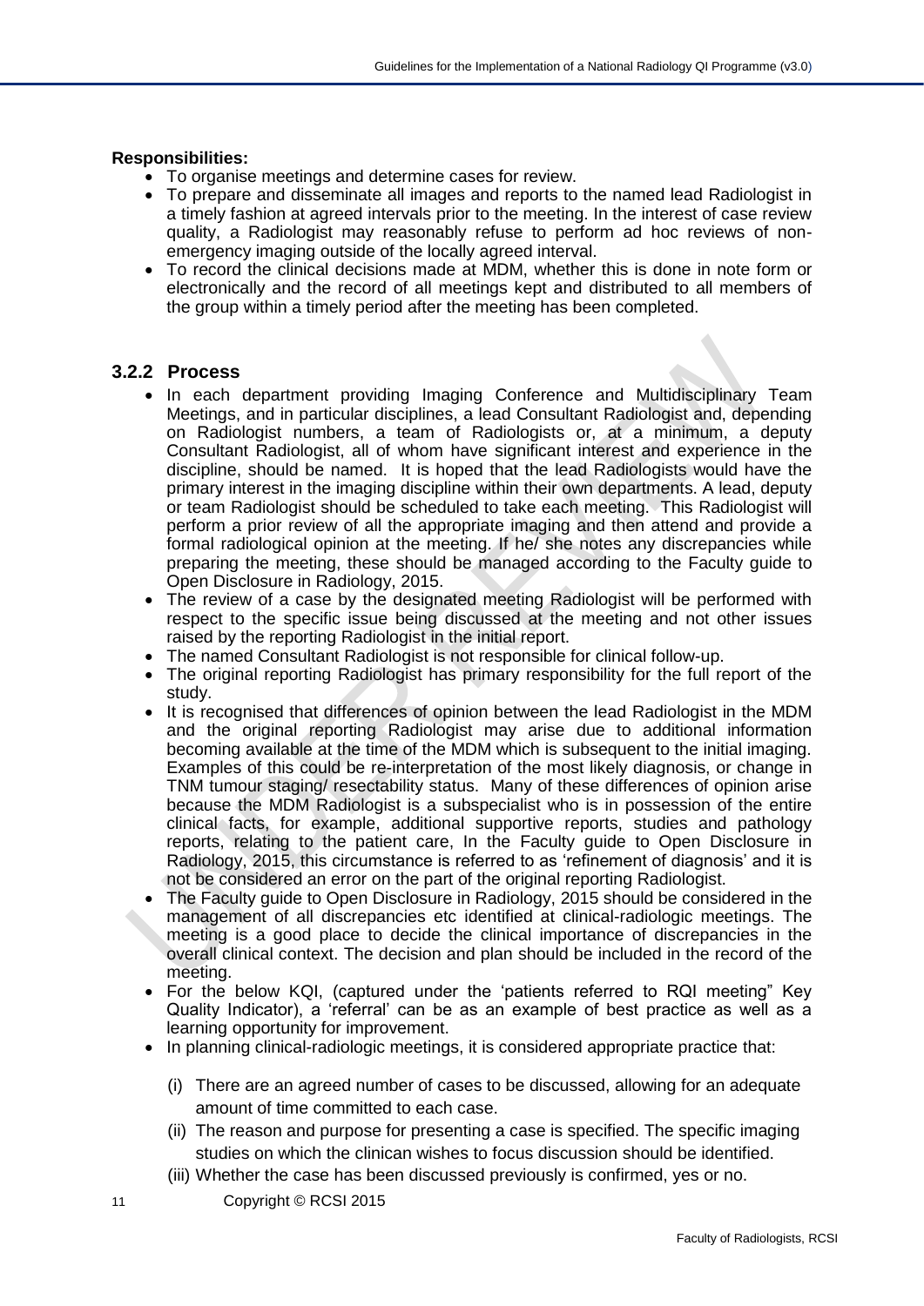**Responsibilities:**

- To organise meetings and determine cases for review.
- To prepare and disseminate all images and reports to the named lead Radiologist in a timely fashion at agreed intervals prior to the meeting. In the interest of case review quality, a Radiologist may reasonably refuse to perform ad hoc reviews of non-emergency imaging outside of the locally agreed interval.
- To record the clinical decisions made at MDM, whether this is done in note form or electronically and the record of all meetings kept and distributed to all members of the group within a timely period after the meeting has been completed.

### 3.2.2 Process

- In each department providing Imaging Conference and Multidisciplinary Team Meetings, and in particular disciplines, a lead Consultant Radiologist and, depending on Radiologist numbers, a team of Radiologists or, at a minimum, a deputy Consultant Radiologist, all of whom have significant interest and experience in the discipline, should be named. It is hoped that the lead Radiologists would have the primary interest in the imaging discipline within their own departments. A lead, deputy or team Radiologist should be scheduled to take each meeting. This Radiologist will perform a prior review of all the appropriate imaging and then attend and provide a formal radiological opinion at the meeting. If he/ she notes any discrepancies while preparing the meeting, these should be managed according to the Faculty guide to Open Disclosure in Radiology, 2015.
- The review of a case by the designated meeting Radiologist will be performed with respect to the specific issue being discussed at the meeting and not other issues raised by the reporting Radiologist in the initial report.
- The named Consultant Radiologist is not responsible for clinical follow-up.
- The original reporting Radiologist has primary responsibility for the full report of the study.
- It is recognised that differences of opinion between the lead Radiologist in the MDM and the original reporting Radiologist may arise due to additional information becoming available at the time of the MDM which is subsequent to the initial imaging. Examples of this could be re-interpretation of the most likely diagnosis, or change in TNM tumour staging/ resectability status. Many of these differences of opinion arise because the MDM Radiologist is a subspecialist who is in possession of the entire clinical facts, for example, additional supportive reports, studies and pathology reports, relating to the patient care, In the Faculty guide to Open Disclosure in Radiology, 2015, this circumstance is referred to as 'refinement of diagnosis' and it is not be considered an error on the part of the original reporting Radiologist.
- The Faculty guide to Open Disclosure in Radiology, 2015 should be considered in the management of all discrepancies etc identified at clinical-radiologic meetings. The meeting is a good place to decide the clinical importance of discrepancies in the overall clinical context. The decision and plan should be included in the record of the meeting.
- For the below KQI, (captured under the 'patients referred to RQI meeting" Key Quality Indicator), a 'referral' can be as an example of best practice as well as a learning opportunity for improvement.
- In planning clinical-radiologic meetings, it is considered appropriate practice that:
  - (i) There are an agreed number of cases to be discussed, allowing for an adequate amount of time committed to each case.
  - (ii) The reason and purpose for presenting a case is specified. The specific imaging studies on which the clinican wishes to focus discussion should be identified.
  - (iii) Whether the case has been discussed previously is confirmed, yes or no.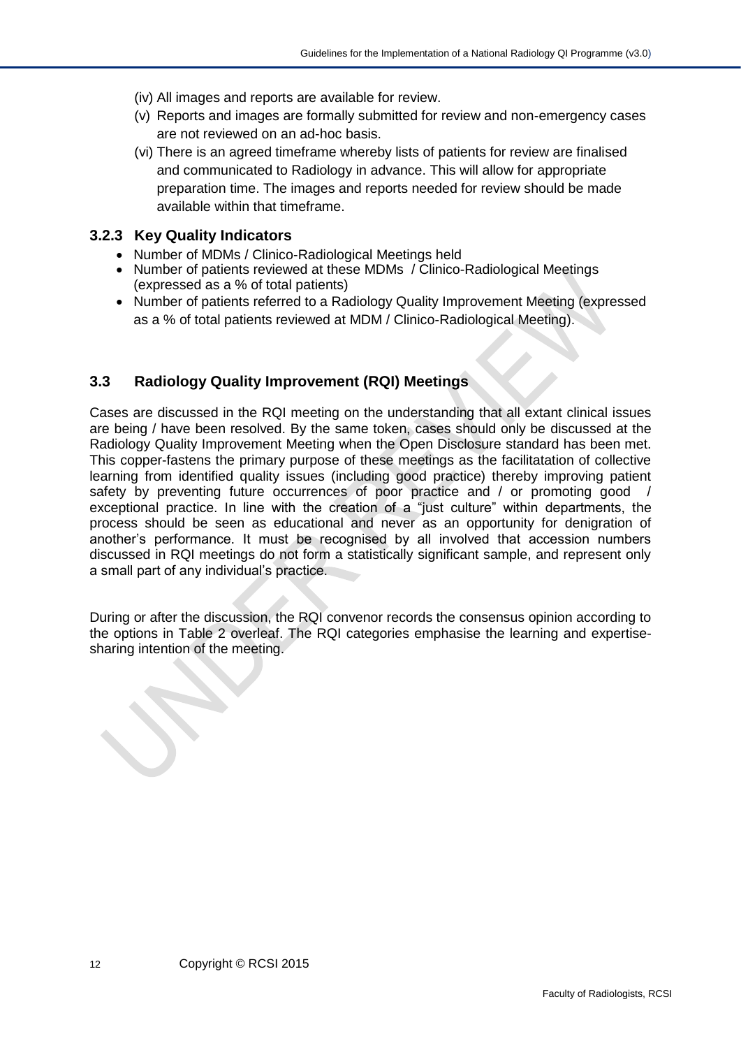(iv) All images and reports are available for review.

(v) Reports and images are formally submitted for review and non-emergency cases are not reviewed on an ad-hoc basis.

(vi) There is an agreed timeframe whereby lists of patients for review are finalised and communicated to Radiology in advance. This will allow for appropriate preparation time. The images and reports needed for review should be made available within that timeframe.

### 3.2.3 Key Quality Indicators

- Number of MDMs / Clinico-Radiological Meetings held
- Number of patients reviewed at these MDMs / Clinico-Radiological Meetings (expressed as a % of total patients)
- Number of patients referred to a Radiology Quality Improvement Meeting (expressed as a % of total patients reviewed at MDM / Clinico-Radiological Meeting).

## 3.3 Radiology Quality Improvement (RQI) Meetings

Cases are discussed in the RQI meeting on the understanding that all extant clinical issues are being / have been resolved. By the same token, cases should only be discussed at the Radiology Quality Improvement Meeting when the Open Disclosure standard has been met. This copper-fastens the primary purpose of these meetings as the facilitatation of collective learning from identified quality issues (including good practice) thereby improving patient safety by preventing future occurrences of poor practice and / or promoting good / exceptional practice. In line with the creation of a "just culture" within departments, the process should be seen as educational and never as an opportunity for denigration of another's performance. It must be recognised by all involved that accession numbers discussed in RQI meetings do not form a statistically significant sample, and represent only a small part of any individual's practice.

During or after the discussion, the RQI convenor records the consensus opinion according to the options in Table 2 overleaf. The RQI categories emphasise the learning and expertise-sharing intention of the meeting.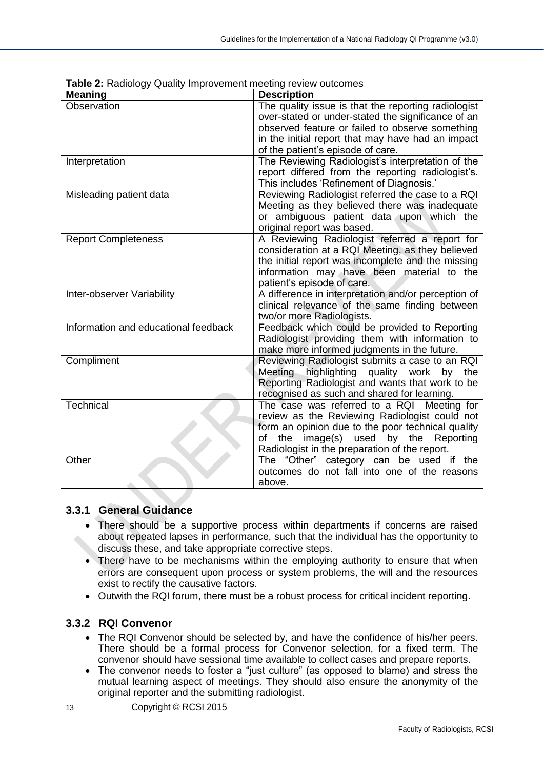**Table 2:** Radiology Quality Improvement meeting review outcomes

| Meaning | Description |
|---|---|
| Observation | The quality issue is that the reporting radiologist over-stated or under-stated the significance of an observed feature or failed to observe something in the initial report that may have had an impact of the patient's episode of care. |
| Interpretation | The Reviewing Radiologist's interpretation of the report differed from the reporting radiologist's. This includes 'Refinement of Diagnosis.' |
| Misleading patient data | Reviewing Radiologist referred the case to a RQI Meeting as they believed there was inadequate or ambiguous patient data upon which the original report was based. |
| Report Completeness | A Reviewing Radiologist referred a report for consideration at a RQI Meeting, as they believed the initial report was incomplete and the missing information may have been material to the patient's episode of care. |
| Inter-observer Variability | A difference in interpretation and/or perception of clinical relevance of the same finding between two/or more Radiologists. |
| Information and educational feedback | Feedback which could be provided to Reporting Radiologist providing them with information to make more informed judgments in the future. |
| Compliment | Reviewing Radiologist submits a case to an RQI Meeting highlighting quality work by the Reporting Radiologist and wants that work to be recognised as such and shared for learning. |
| Technical | The case was referred to a RQI Meeting for review as the Reviewing Radiologist could not form an opinion due to the poor technical quality of the image(s) used by the Reporting Radiologist in the preparation of the report. |
| Other | The "Other" category can be used if the outcomes do not fall into one of the reasons above. |

### 3.3.1 General Guidance

- There should be a supportive process within departments if concerns are raised about repeated lapses in performance, such that the individual has the opportunity to discuss these, and take appropriate corrective steps.
- There have to be mechanisms within the employing authority to ensure that when errors are consequent upon process or system problems, the will and the resources exist to rectify the causative factors.
- Outwith the RQI forum, there must be a robust process for critical incident reporting.

### 3.3.2 RQI Convenor

- The RQI Convenor should be selected by, and have the confidence of his/her peers. There should be a formal process for Convenor selection, for a fixed term. The convenor should have sessional time available to collect cases and prepare reports.
- The convenor needs to foster a "just culture" (as opposed to blame) and stress the mutual learning aspect of meetings. They should also ensure the anonymity of the original reporter and the submitting radiologist.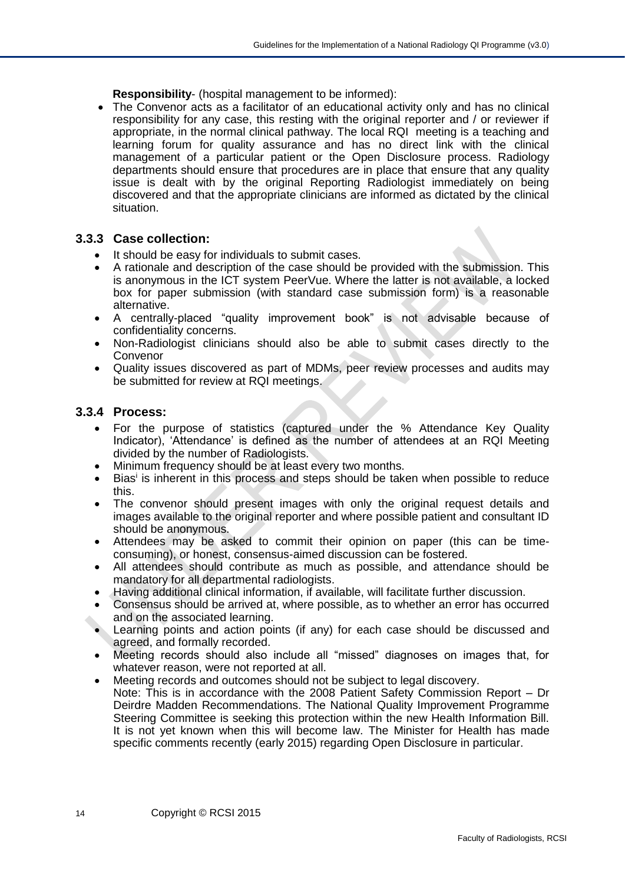**Responsibility**- (hospital management to be informed):

- The Convenor acts as a facilitator of an educational activity only and has no clinical responsibility for any case, this resting with the original reporter and / or reviewer if appropriate, in the normal clinical pathway. The local RQI meeting is a teaching and learning forum for quality assurance and has no direct link with the clinical management of a particular patient or the Open Disclosure process. Radiology departments should ensure that procedures are in place that ensure that any quality issue is dealt with by the original Reporting Radiologist immediately on being discovered and that the appropriate clinicians are informed as dictated by the clinical situation.

### 3.3.3 Case collection:

- It should be easy for individuals to submit cases.
- A rationale and description of the case should be provided with the submission. This is anonymous in the ICT system PeerVue. Where the latter is not available, a locked box for paper submission (with standard case submission form) is a reasonable alternative.
- A centrally-placed "quality improvement book" is not advisable because of confidentiality concerns.
- Non-Radiologist clinicians should also be able to submit cases directly to the Convenor
- Quality issues discovered as part of MDMs, peer review processes and audits may be submitted for review at RQI meetings.

### 3.3.4 Process:

- For the purpose of statistics (captured under the % Attendance Key Quality Indicator), 'Attendance' is defined as the number of attendees at an RQI Meeting divided by the number of Radiologists.
- Minimum frequency should be at least every two months.
- Bias[i] is inherent in this process and steps should be taken when possible to reduce this.
- The convenor should present images with only the original request details and images available to the original reporter and where possible patient and consultant ID should be anonymous.
- Attendees may be asked to commit their opinion on paper (this can be time-consuming), or honest, consensus-aimed discussion can be fostered.
- All attendees should contribute as much as possible, and attendance should be mandatory for all departmental radiologists.
- Having additional clinical information, if available, will facilitate further discussion.
- Consensus should be arrived at, where possible, as to whether an error has occurred and on the associated learning.
- Learning points and action points (if any) for each case should be discussed and agreed, and formally recorded.
- Meeting records should also include all "missed" diagnoses on images that, for whatever reason, were not reported at all.
- Meeting records and outcomes should not be subject to legal discovery.
  Note: This is in accordance with the 2008 Patient Safety Commission Report – Dr Deirdre Madden Recommendations. The National Quality Improvement Programme Steering Committee is seeking this protection within the new Health Information Bill. It is not yet known when this will become law. The Minister for Health has made specific comments recently (early 2015) regarding Open Disclosure in particular.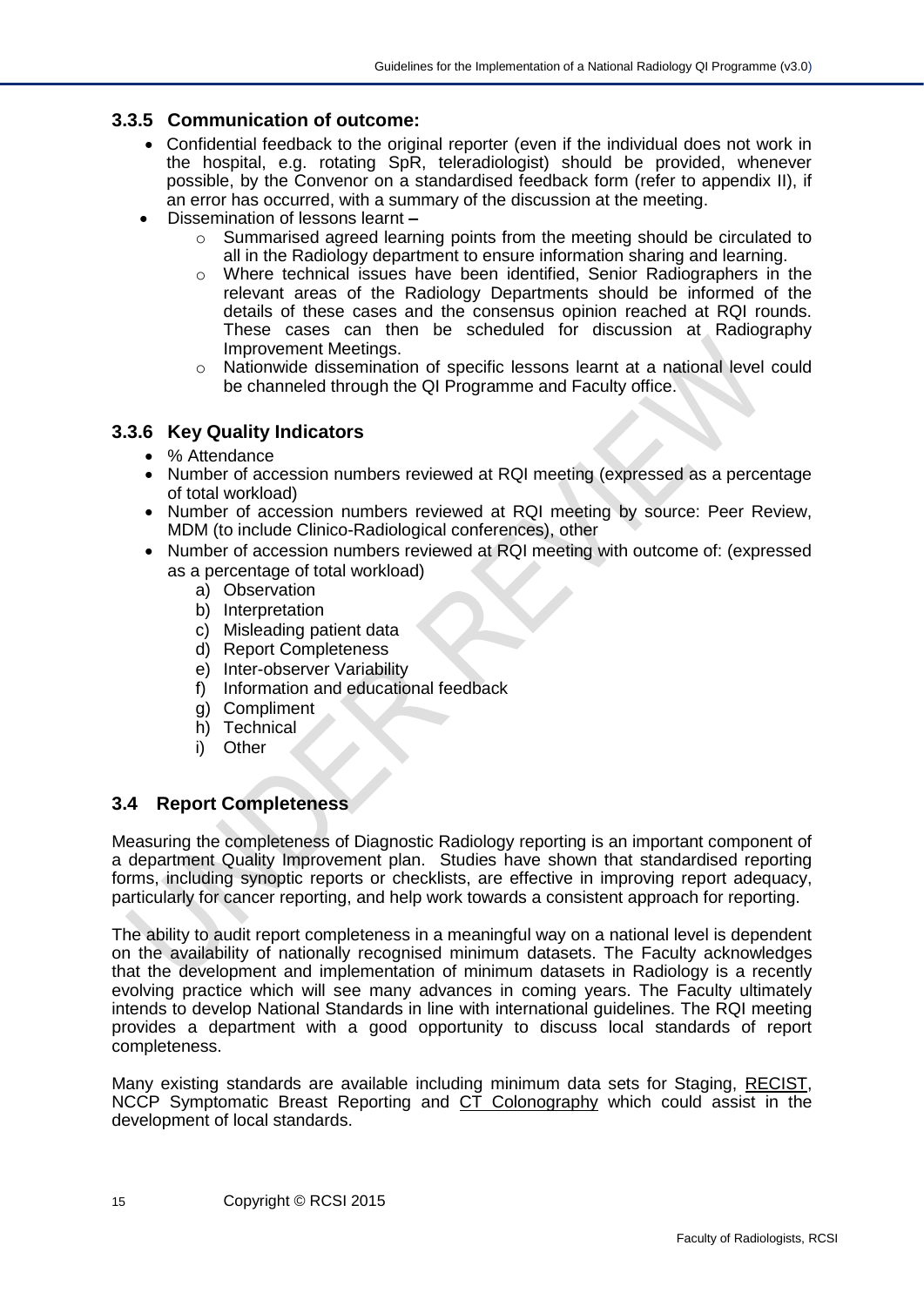### 3.3.5 Communication of outcome:

- Confidential feedback to the original reporter (even if the individual does not work in the hospital, e.g. rotating SpR, teleradiologist) should be provided, whenever possible, by the Convenor on a standardised feedback form (refer to appendix II), if an error has occurred, with a summary of the discussion at the meeting.
- Dissemination of lessons learnt –
  - Summarised agreed learning points from the meeting should be circulated to all in the Radiology department to ensure information sharing and learning.
  - Where technical issues have been identified, Senior Radiographers in the relevant areas of the Radiology Departments should be informed of the details of these cases and the consensus opinion reached at RQI rounds. These cases can then be scheduled for discussion at Radiography Improvement Meetings.
  - Nationwide dissemination of specific lessons learnt at a national level could be channeled through the QI Programme and Faculty office.

### 3.3.6 Key Quality Indicators

- % Attendance
- Number of accession numbers reviewed at RQI meeting (expressed as a percentage of total workload)
- Number of accession numbers reviewed at RQI meeting by source: Peer Review, MDM (to include Clinico-Radiological conferences), other
- Number of accession numbers reviewed at RQI meeting with outcome of: (expressed as a percentage of total workload)
  a) Observation
  b) Interpretation
  c) Misleading patient data
  d) Report Completeness
  e) Inter-observer Variability
  f) Information and educational feedback
  g) Compliment
  h) Technical
  i) Other

## 3.4 Report Completeness

Measuring the completeness of Diagnostic Radiology reporting is an important component of a department Quality Improvement plan. Studies have shown that standardised reporting forms, including synoptic reports or checklists, are effective in improving report adequacy, particularly for cancer reporting, and help work towards a consistent approach for reporting.

The ability to audit report completeness in a meaningful way on a national level is dependent on the availability of nationally recognised minimum datasets. The Faculty acknowledges that the development and implementation of minimum datasets in Radiology is a recently evolving practice which will see many advances in coming years. The Faculty ultimately intends to develop National Standards in line with international guidelines. The RQI meeting provides a department with a good opportunity to discuss local standards of report completeness.

Many existing standards are available including minimum data sets for Staging, RECIST, NCCP Symptomatic Breast Reporting and CT Colonography which could assist in the development of local standards.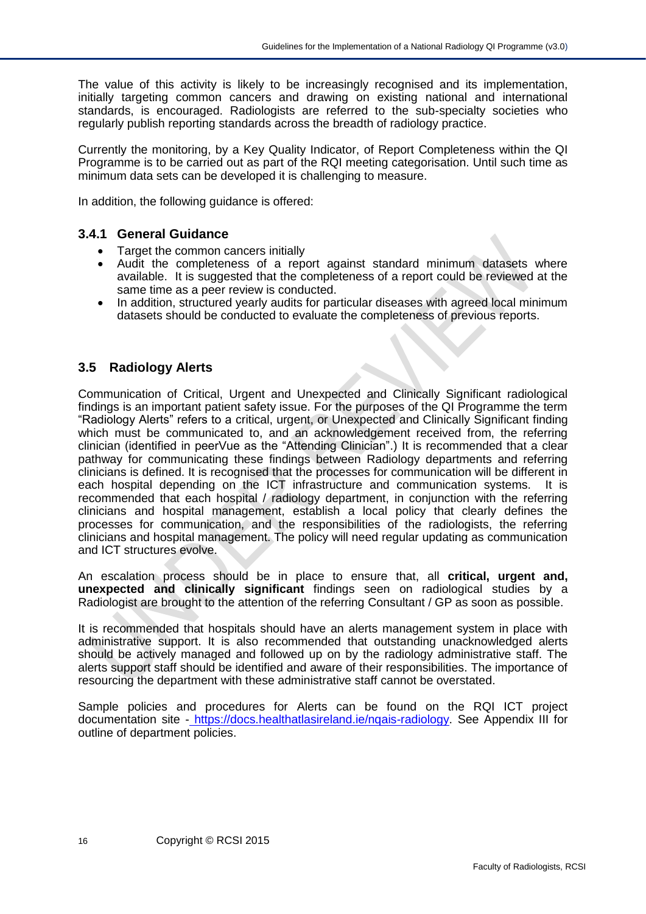The value of this activity is likely to be increasingly recognised and its implementation, initially targeting common cancers and drawing on existing national and international standards, is encouraged. Radiologists are referred to the sub-specialty societies who regularly publish reporting standards across the breadth of radiology practice.

Currently the monitoring, by a Key Quality Indicator, of Report Completeness within the QI Programme is to be carried out as part of the RQI meeting categorisation. Until such time as minimum data sets can be developed it is challenging to measure.

In addition, the following guidance is offered:

### 3.4.1 General Guidance

- Target the common cancers initially
- Audit the completeness of a report against standard minimum datasets where available. It is suggested that the completeness of a report could be reviewed at the same time as a peer review is conducted.
- In addition, structured yearly audits for particular diseases with agreed local minimum datasets should be conducted to evaluate the completeness of previous reports.

## 3.5 Radiology Alerts

Communication of Critical, Urgent and Unexpected and Clinically Significant radiological findings is an important patient safety issue. For the purposes of the QI Programme the term "Radiology Alerts" refers to a critical, urgent, or Unexpected and Clinically Significant finding which must be communicated to, and an acknowledgement received from, the referring clinician (identified in peerVue as the "Attending Clinician".) It is recommended that a clear pathway for communicating these findings between Radiology departments and referring clinicians is defined. It is recognised that the processes for communication will be different in each hospital depending on the ICT infrastructure and communication systems. It is recommended that each hospital / radiology department, in conjunction with the referring clinicians and hospital management, establish a local policy that clearly defines the processes for communication, and the responsibilities of the radiologists, the referring clinicians and hospital management. The policy will need regular updating as communication and ICT structures evolve.

An escalation process should be in place to ensure that, all **critical, urgent and, unexpected and clinically significant** findings seen on radiological studies by a Radiologist are brought to the attention of the referring Consultant / GP as soon as possible.

It is recommended that hospitals should have an alerts management system in place with administrative support. It is also recommended that outstanding unacknowledged alerts should be actively managed and followed up on by the radiology administrative staff. The alerts support staff should be identified and aware of their responsibilities. The importance of resourcing the department with these administrative staff cannot be overstated.

Sample policies and procedures for Alerts can be found on the RQI ICT project documentation site - https://docs.healthatlasireland.ie/nqais-radiology. See Appendix III for outline of department policies.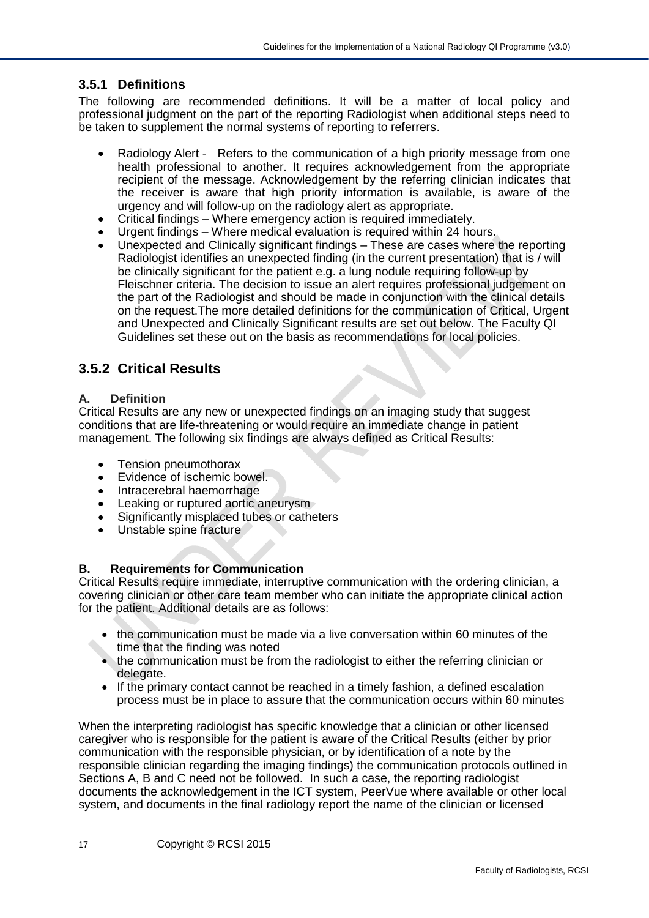### 3.5.1 Definitions

The following are recommended definitions. It will be a matter of local policy and professional judgment on the part of the reporting Radiologist when additional steps need to be taken to supplement the normal systems of reporting to referrers.

- Radiology Alert - Refers to the communication of a high priority message from one health professional to another. It requires acknowledgement from the appropriate recipient of the message. Acknowledgement by the referring clinician indicates that the receiver is aware that high priority information is available, is aware of the urgency and will follow-up on the radiology alert as appropriate.
- Critical findings – Where emergency action is required immediately.
- Urgent findings – Where medical evaluation is required within 24 hours.
- Unexpected and Clinically significant findings – These are cases where the reporting Radiologist identifies an unexpected finding (in the current presentation) that is / will be clinically significant for the patient e.g. a lung nodule requiring follow-up by Fleischner criteria. The decision to issue an alert requires professional judgement on the part of the Radiologist and should be made in conjunction with the clinical details on the request.The more detailed definitions for the communication of Critical, Urgent and Unexpected and Clinically Significant results are set out below. The Faculty QI Guidelines set these out on the basis as recommendations for local policies.

## 3.5.2 Critical Results

**A. Definition**

Critical Results are any new or unexpected findings on an imaging study that suggest conditions that are life-threatening or would require an immediate change in patient management. The following six findings are always defined as Critical Results:

- Tension pneumothorax
- Evidence of ischemic bowel.
- Intracerebral haemorrhage
- Leaking or ruptured aortic aneurysm
- Significantly misplaced tubes or catheters
- Unstable spine fracture

**B. Requirements for Communication**

Critical Results require immediate, interruptive communication with the ordering clinician, a covering clinician or other care team member who can initiate the appropriate clinical action for the patient. Additional details are as follows:

- the communication must be made via a live conversation within 60 minutes of the time that the finding was noted
- the communication must be from the radiologist to either the referring clinician or delegate.
- If the primary contact cannot be reached in a timely fashion, a defined escalation process must be in place to assure that the communication occurs within 60 minutes

When the interpreting radiologist has specific knowledge that a clinician or other licensed caregiver who is responsible for the patient is aware of the Critical Results (either by prior communication with the responsible physician, or by identification of a note by the responsible clinician regarding the imaging findings) the communication protocols outlined in Sections A, B and C need not be followed. In such a case, the reporting radiologist documents the acknowledgement in the ICT system, PeerVue where available or other local system, and documents in the final radiology report the name of the clinician or licensed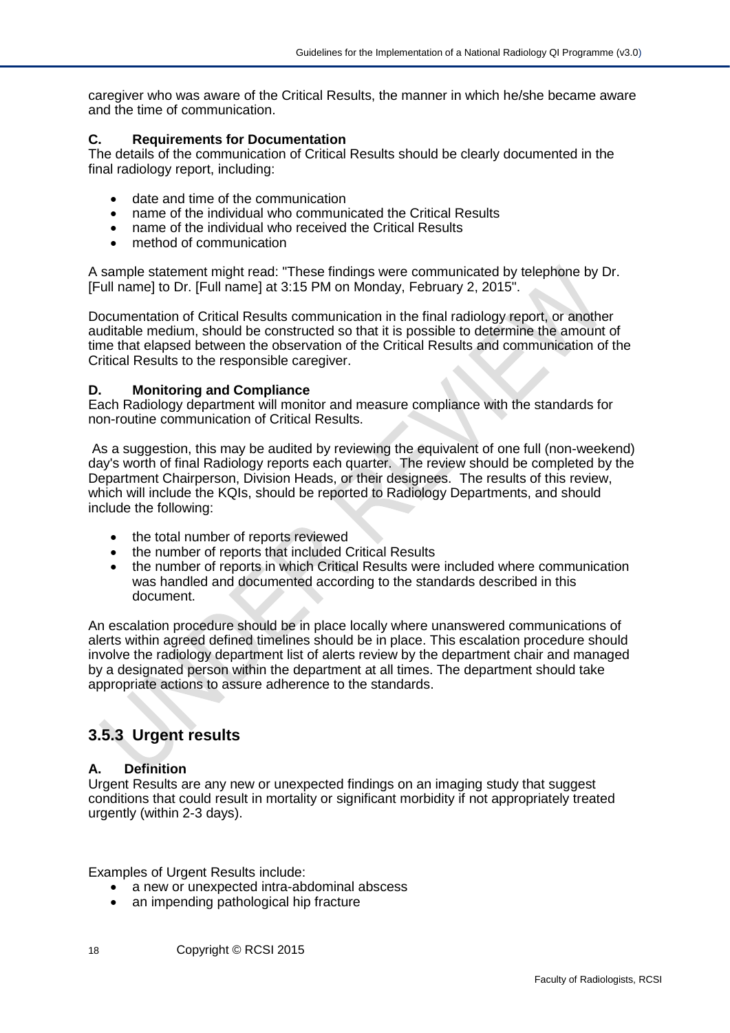caregiver who was aware of the Critical Results, the manner in which he/she became aware and the time of communication.

**C. Requirements for Documentation**

The details of the communication of Critical Results should be clearly documented in the final radiology report, including:

- date and time of the communication
- name of the individual who communicated the Critical Results
- name of the individual who received the Critical Results
- method of communication

A sample statement might read: "These findings were communicated by telephone by Dr. [Full name] to Dr. [Full name] at 3:15 PM on Monday, February 2, 2015".

Documentation of Critical Results communication in the final radiology report, or another auditable medium, should be constructed so that it is possible to determine the amount of time that elapsed between the observation of the Critical Results and communication of the Critical Results to the responsible caregiver.

**D. Monitoring and Compliance**

Each Radiology department will monitor and measure compliance with the standards for non-routine communication of Critical Results.

As a suggestion, this may be audited by reviewing the equivalent of one full (non-weekend) day's worth of final Radiology reports each quarter. The review should be completed by the Department Chairperson, Division Heads, or their designees. The results of this review, which will include the KQIs, should be reported to Radiology Departments, and should include the following:

- the total number of reports reviewed
- the number of reports that included Critical Results
- the number of reports in which Critical Results were included where communication was handled and documented according to the standards described in this document.

An escalation procedure should be in place locally where unanswered communications of alerts within agreed defined timelines should be in place. This escalation procedure should involve the radiology department list of alerts review by the department chair and managed by a designated person within the department at all times. The department should take appropriate actions to assure adherence to the standards.

## 3.5.3 Urgent results

**A. Definition**

Urgent Results are any new or unexpected findings on an imaging study that suggest conditions that could result in mortality or significant morbidity if not appropriately treated urgently (within 2-3 days).

Examples of Urgent Results include:

- a new or unexpected intra-abdominal abscess
- an impending pathological hip fracture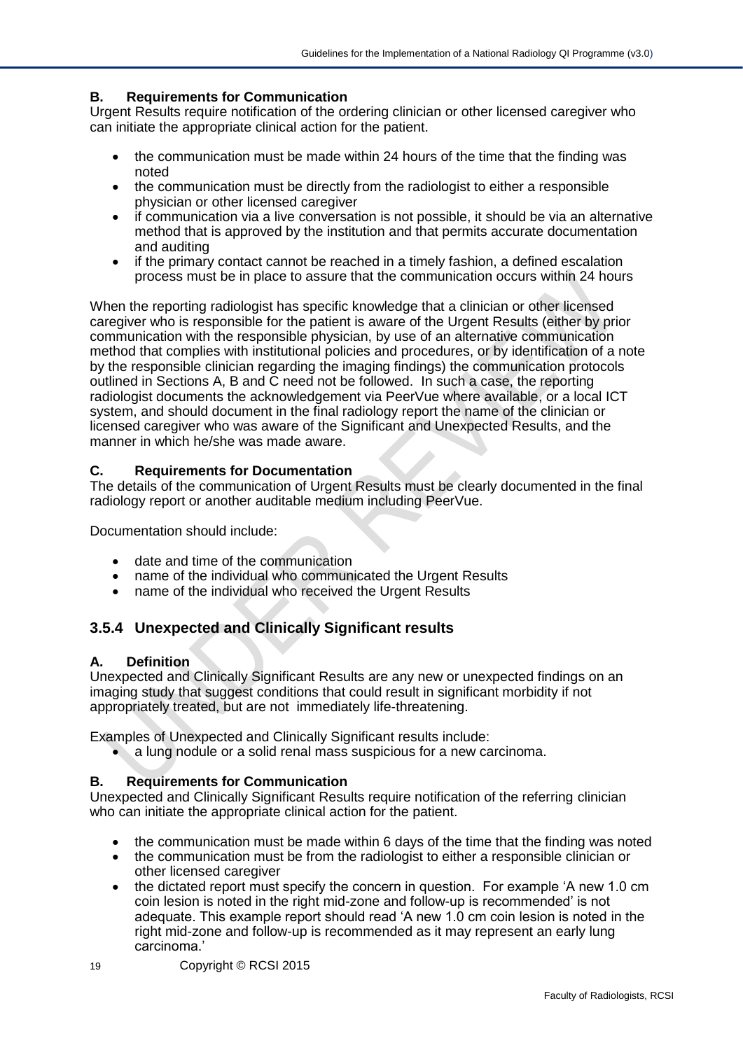**B. Requirements for Communication**

Urgent Results require notification of the ordering clinician or other licensed caregiver who can initiate the appropriate clinical action for the patient.

- the communication must be made within 24 hours of the time that the finding was noted
- the communication must be directly from the radiologist to either a responsible physician or other licensed caregiver
- if communication via a live conversation is not possible, it should be via an alternative method that is approved by the institution and that permits accurate documentation and auditing
- if the primary contact cannot be reached in a timely fashion, a defined escalation process must be in place to assure that the communication occurs within 24 hours

When the reporting radiologist has specific knowledge that a clinician or other licensed caregiver who is responsible for the patient is aware of the Urgent Results (either by prior communication with the responsible physician, by use of an alternative communication method that complies with institutional policies and procedures, or by identification of a note by the responsible clinician regarding the imaging findings) the communication protocols outlined in Sections A, B and C need not be followed. In such a case, the reporting radiologist documents the acknowledgement via PeerVue where available, or a local ICT system, and should document in the final radiology report the name of the clinician or licensed caregiver who was aware of the Significant and Unexpected Results, and the manner in which he/she was made aware.

**C. Requirements for Documentation**

The details of the communication of Urgent Results must be clearly documented in the final radiology report or another auditable medium including PeerVue.

Documentation should include:

- date and time of the communication
- name of the individual who communicated the Urgent Results
- name of the individual who received the Urgent Results

### 3.5.4 Unexpected and Clinically Significant results

**A. Definition**

Unexpected and Clinically Significant Results are any new or unexpected findings on an imaging study that suggest conditions that could result in significant morbidity if not appropriately treated, but are not immediately life-threatening.

Examples of Unexpected and Clinically Significant results include:

- a lung nodule or a solid renal mass suspicious for a new carcinoma.

**B. Requirements for Communication**

Unexpected and Clinically Significant Results require notification of the referring clinician who can initiate the appropriate clinical action for the patient.

- the communication must be made within 6 days of the time that the finding was noted
- the communication must be from the radiologist to either a responsible clinician or other licensed caregiver
- the dictated report must specify the concern in question. For example 'A new 1.0 cm coin lesion is noted in the right mid-zone and follow-up is recommended' is not adequate. This example report should read 'A new 1.0 cm coin lesion is noted in the right mid-zone and follow-up is recommended as it may represent an early lung carcinoma.'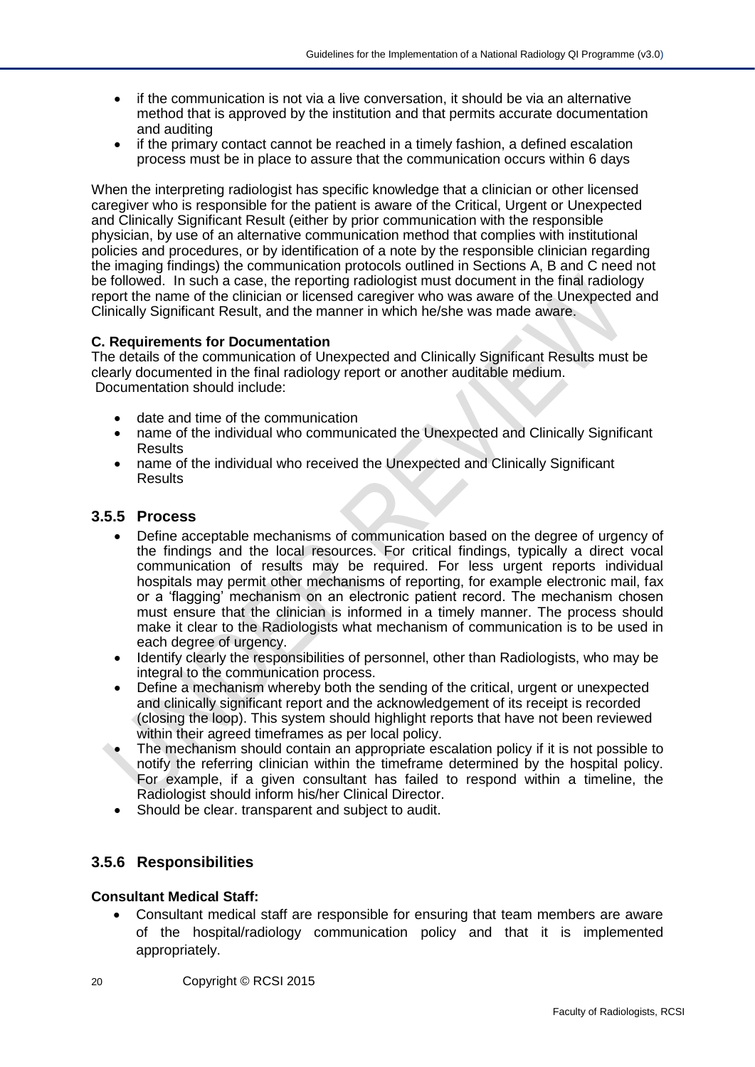- if the communication is not via a live conversation, it should be via an alternative method that is approved by the institution and that permits accurate documentation and auditing
- if the primary contact cannot be reached in a timely fashion, a defined escalation process must be in place to assure that the communication occurs within 6 days

When the interpreting radiologist has specific knowledge that a clinician or other licensed caregiver who is responsible for the patient is aware of the Critical, Urgent or Unexpected and Clinically Significant Result (either by prior communication with the responsible physician, by use of an alternative communication method that complies with institutional policies and procedures, or by identification of a note by the responsible clinician regarding the imaging findings) the communication protocols outlined in Sections A, B and C need not be followed. In such a case, the reporting radiologist must document in the final radiology report the name of the clinician or licensed caregiver who was aware of the Unexpected and Clinically Significant Result, and the manner in which he/she was made aware.

**C. Requirements for Documentation**

The details of the communication of Unexpected and Clinically Significant Results must be clearly documented in the final radiology report or another auditable medium. Documentation should include:

- date and time of the communication
- name of the individual who communicated the Unexpected and Clinically Significant Results
- name of the individual who received the Unexpected and Clinically Significant Results

### 3.5.5 Process

- Define acceptable mechanisms of communication based on the degree of urgency of the findings and the local resources. For critical findings, typically a direct vocal communication of results may be required. For less urgent reports individual hospitals may permit other mechanisms of reporting, for example electronic mail, fax or a 'flagging' mechanism on an electronic patient record. The mechanism chosen must ensure that the clinician is informed in a timely manner. The process should make it clear to the Radiologists what mechanism of communication is to be used in each degree of urgency.
- Identify clearly the responsibilities of personnel, other than Radiologists, who may be integral to the communication process.
- Define a mechanism whereby both the sending of the critical, urgent or unexpected and clinically significant report and the acknowledgement of its receipt is recorded (closing the loop). This system should highlight reports that have not been reviewed within their agreed timeframes as per local policy.
- The mechanism should contain an appropriate escalation policy if it is not possible to notify the referring clinician within the timeframe determined by the hospital policy. For example, if a given consultant has failed to respond within a timeline, the Radiologist should inform his/her Clinical Director.
- Should be clear. transparent and subject to audit.

### 3.5.6 Responsibilities

**Consultant Medical Staff:**

- Consultant medical staff are responsible for ensuring that team members are aware of the hospital/radiology communication policy and that it is implemented appropriately.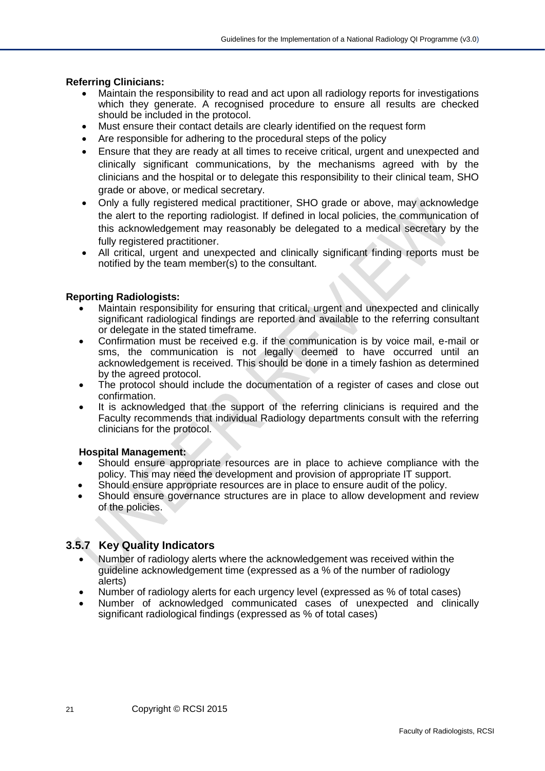**Referring Clinicians:**

- Maintain the responsibility to read and act upon all radiology reports for investigations which they generate. A recognised procedure to ensure all results are checked should be included in the protocol.
- Must ensure their contact details are clearly identified on the request form
- Are responsible for adhering to the procedural steps of the policy
- Ensure that they are ready at all times to receive critical, urgent and unexpected and clinically significant communications, by the mechanisms agreed with by the clinicians and the hospital or to delegate this responsibility to their clinical team, SHO grade or above, or medical secretary.
- Only a fully registered medical practitioner, SHO grade or above, may acknowledge the alert to the reporting radiologist. If defined in local policies, the communication of this acknowledgement may reasonably be delegated to a medical secretary by the fully registered practitioner.
- All critical, urgent and unexpected and clinically significant finding reports must be notified by the team member(s) to the consultant.

**Reporting Radiologists:**

- Maintain responsibility for ensuring that critical, urgent and unexpected and clinically significant radiological findings are reported and available to the referring consultant or delegate in the stated timeframe.
- Confirmation must be received e.g. if the communication is by voice mail, e-mail or sms, the communication is not legally deemed to have occurred until an acknowledgement is received. This should be done in a timely fashion as determined by the agreed protocol.
- The protocol should include the documentation of a register of cases and close out confirmation.
- It is acknowledged that the support of the referring clinicians is required and the Faculty recommends that individual Radiology departments consult with the referring clinicians for the protocol.

**Hospital Management:**

- Should ensure appropriate resources are in place to achieve compliance with the policy. This may need the development and provision of appropriate IT support.
- Should ensure appropriate resources are in place to ensure audit of the policy.
- Should ensure governance structures are in place to allow development and review of the policies.

### 3.5.7 Key Quality Indicators

- Number of radiology alerts where the acknowledgement was received within the guideline acknowledgement time (expressed as a % of the number of radiology alerts)
- Number of radiology alerts for each urgency level (expressed as % of total cases)
- Number of acknowledged communicated cases of unexpected and clinically significant radiological findings (expressed as % of total cases)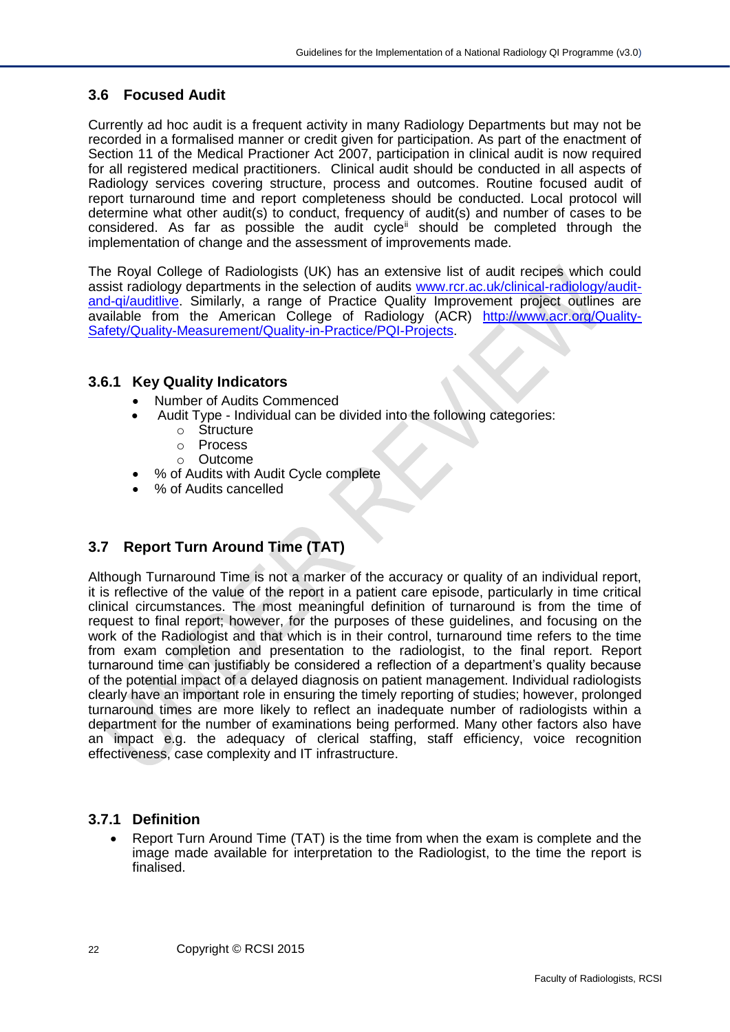## 3.6 Focused Audit

Currently ad hoc audit is a frequent activity in many Radiology Departments but may not be recorded in a formalised manner or credit given for participation. As part of the enactment of Section 11 of the Medical Practioner Act 2007, participation in clinical audit is now required for all registered medical practitioners. Clinical audit should be conducted in all aspects of Radiology services covering structure, process and outcomes. Routine focused audit of report turnaround time and report completeness should be conducted. Local protocol will determine what other audit(s) to conduct, frequency of audit(s) and number of cases to be considered. As far as possible the audit cycle[ii] should be completed through the implementation of change and the assessment of improvements made.

The Royal College of Radiologists (UK) has an extensive list of audit recipes which could assist radiology departments in the selection of audits www.rcr.ac.uk/clinical-radiology/audit-and-qi/auditlive. Similarly, a range of Practice Quality Improvement project outlines are available from the American College of Radiology (ACR) http://www.acr.org/Quality-Safety/Quality-Measurement/Quality-in-Practice/PQI-Projects.

### 3.6.1 Key Quality Indicators

- Number of Audits Commenced
- Audit Type - Individual can be divided into the following categories:
  - Structure
  - Process
  - Outcome
- % of Audits with Audit Cycle complete
- % of Audits cancelled

## 3.7 Report Turn Around Time (TAT)

Although Turnaround Time is not a marker of the accuracy or quality of an individual report, it is reflective of the value of the report in a patient care episode, particularly in time critical clinical circumstances. The most meaningful definition of turnaround is from the time of request to final report; however, for the purposes of these guidelines, and focusing on the work of the Radiologist and that which is in their control, turnaround time refers to the time from exam completion and presentation to the radiologist, to the final report. Report turnaround time can justifiably be considered a reflection of a department's quality because of the potential impact of a delayed diagnosis on patient management. Individual radiologists clearly have an important role in ensuring the timely reporting of studies; however, prolonged turnaround times are more likely to reflect an inadequate number of radiologists within a department for the number of examinations being performed. Many other factors also have an impact e.g. the adequacy of clerical staffing, staff efficiency, voice recognition effectiveness, case complexity and IT infrastructure.

### 3.7.1 Definition

- Report Turn Around Time (TAT) is the time from when the exam is complete and the image made available for interpretation to the Radiologist, to the time the report is finalised.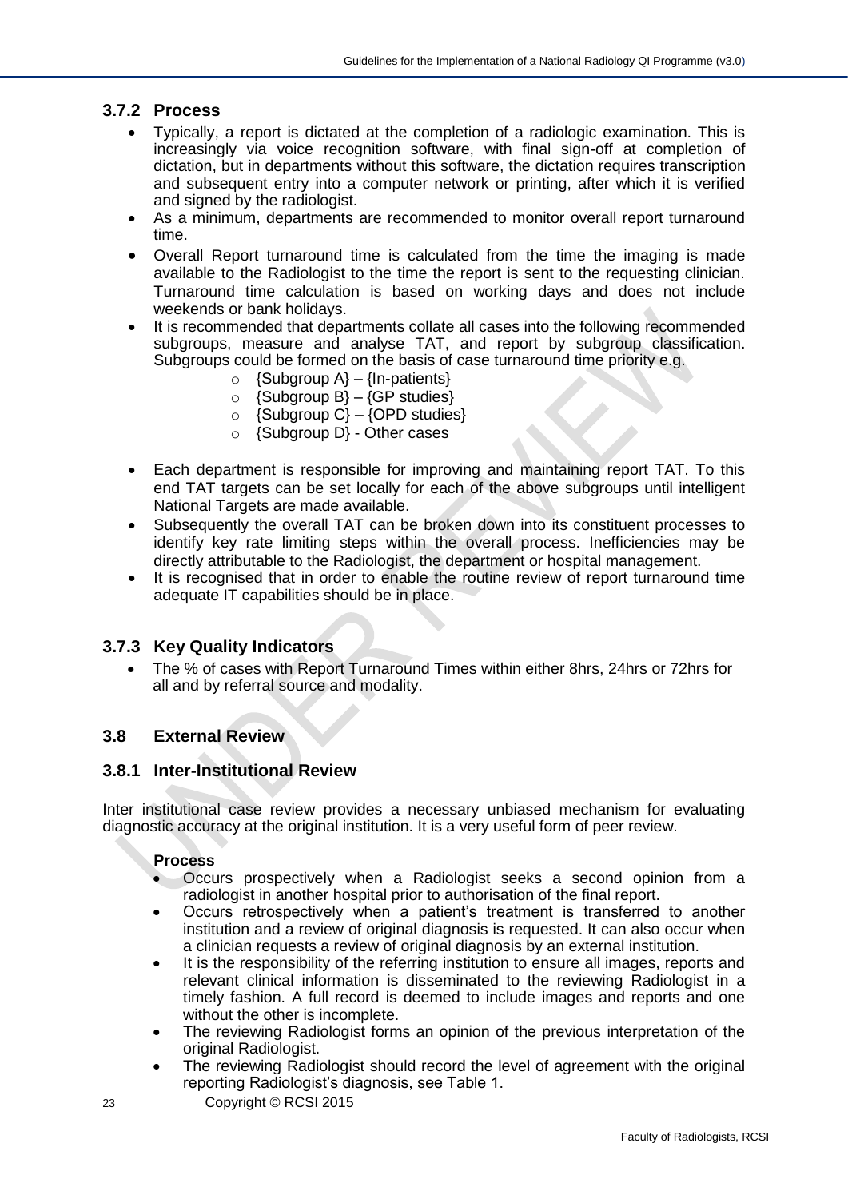### 3.7.2 Process

- Typically, a report is dictated at the completion of a radiologic examination. This is increasingly via voice recognition software, with final sign-off at completion of dictation, but in departments without this software, the dictation requires transcription and subsequent entry into a computer network or printing, after which it is verified and signed by the radiologist.
- As a minimum, departments are recommended to monitor overall report turnaround time.
- Overall Report turnaround time is calculated from the time the imaging is made available to the Radiologist to the time the report is sent to the requesting clinician. Turnaround time calculation is based on working days and does not include weekends or bank holidays.
- It is recommended that departments collate all cases into the following recommended subgroups, measure and analyse TAT, and report by subgroup classification. Subgroups could be formed on the basis of case turnaround time priority e.g.
    - {Subgroup A} – {In-patients}
    - {Subgroup B} – {GP studies}
    - {Subgroup C} – {OPD studies}
    - {Subgroup D} - Other cases
- Each department is responsible for improving and maintaining report TAT. To this end TAT targets can be set locally for each of the above subgroups until intelligent National Targets are made available.
- Subsequently the overall TAT can be broken down into its constituent processes to identify key rate limiting steps within the overall process. Inefficiencies may be directly attributable to the Radiologist, the department or hospital management.
- It is recognised that in order to enable the routine review of report turnaround time adequate IT capabilities should be in place.

### 3.7.3 Key Quality Indicators

- The % of cases with Report Turnaround Times within either 8hrs, 24hrs or 72hrs for all and by referral source and modality.

## 3.8 External Review

### 3.8.1 Inter-Institutional Review

Inter institutional case review provides a necessary unbiased mechanism for evaluating diagnostic accuracy at the original institution. It is a very useful form of peer review.

**Process**

- Occurs prospectively when a Radiologist seeks a second opinion from a radiologist in another hospital prior to authorisation of the final report.
- Occurs retrospectively when a patient's treatment is transferred to another institution and a review of original diagnosis is requested. It can also occur when a clinician requests a review of original diagnosis by an external institution.
- It is the responsibility of the referring institution to ensure all images, reports and relevant clinical information is disseminated to the reviewing Radiologist in a timely fashion. A full record is deemed to include images and reports and one without the other is incomplete.
- The reviewing Radiologist forms an opinion of the previous interpretation of the original Radiologist.
- The reviewing Radiologist should record the level of agreement with the original reporting Radiologist's diagnosis, see Table 1.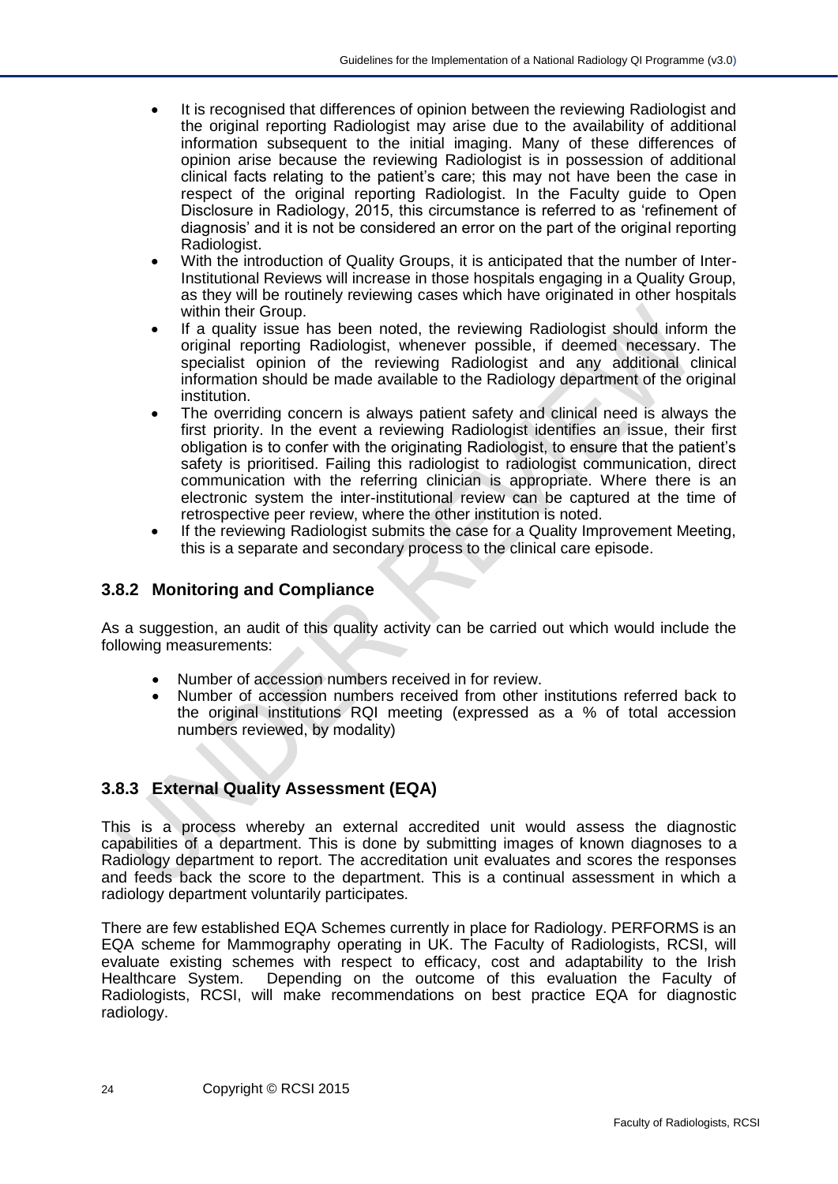- It is recognised that differences of opinion between the reviewing Radiologist and the original reporting Radiologist may arise due to the availability of additional information subsequent to the initial imaging. Many of these differences of opinion arise because the reviewing Radiologist is in possession of additional clinical facts relating to the patient's care; this may not have been the case in respect of the original reporting Radiologist. In the Faculty guide to Open Disclosure in Radiology, 2015, this circumstance is referred to as 'refinement of diagnosis' and it is not be considered an error on the part of the original reporting Radiologist.
- With the introduction of Quality Groups, it is anticipated that the number of Inter-Institutional Reviews will increase in those hospitals engaging in a Quality Group, as they will be routinely reviewing cases which have originated in other hospitals within their Group.
- If a quality issue has been noted, the reviewing Radiologist should inform the original reporting Radiologist, whenever possible, if deemed necessary. The specialist opinion of the reviewing Radiologist and any additional clinical information should be made available to the Radiology department of the original institution.
- The overriding concern is always patient safety and clinical need is always the first priority. In the event a reviewing Radiologist identifies an issue, their first obligation is to confer with the originating Radiologist, to ensure that the patient's safety is prioritised. Failing this radiologist to radiologist communication, direct communication with the referring clinician is appropriate. Where there is an electronic system the inter-institutional review can be captured at the time of retrospective peer review, where the other institution is noted.
- If the reviewing Radiologist submits the case for a Quality Improvement Meeting, this is a separate and secondary process to the clinical care episode.

### 3.8.2 Monitoring and Compliance

As a suggestion, an audit of this quality activity can be carried out which would include the following measurements:

- Number of accession numbers received in for review.
- Number of accession numbers received from other institutions referred back to the original institutions RQI meeting (expressed as a % of total accession numbers reviewed, by modality)

### 3.8.3 External Quality Assessment (EQA)

This is a process whereby an external accredited unit would assess the diagnostic capabilities of a department. This is done by submitting images of known diagnoses to a Radiology department to report. The accreditation unit evaluates and scores the responses and feeds back the score to the department. This is a continual assessment in which a radiology department voluntarily participates.

There are few established EQA Schemes currently in place for Radiology. PERFORMS is an EQA scheme for Mammography operating in UK. The Faculty of Radiologists, RCSI, will evaluate existing schemes with respect to efficacy, cost and adaptability to the Irish Healthcare System. Depending on the outcome of this evaluation the Faculty of Radiologists, RCSI, will make recommendations on best practice EQA for diagnostic radiology.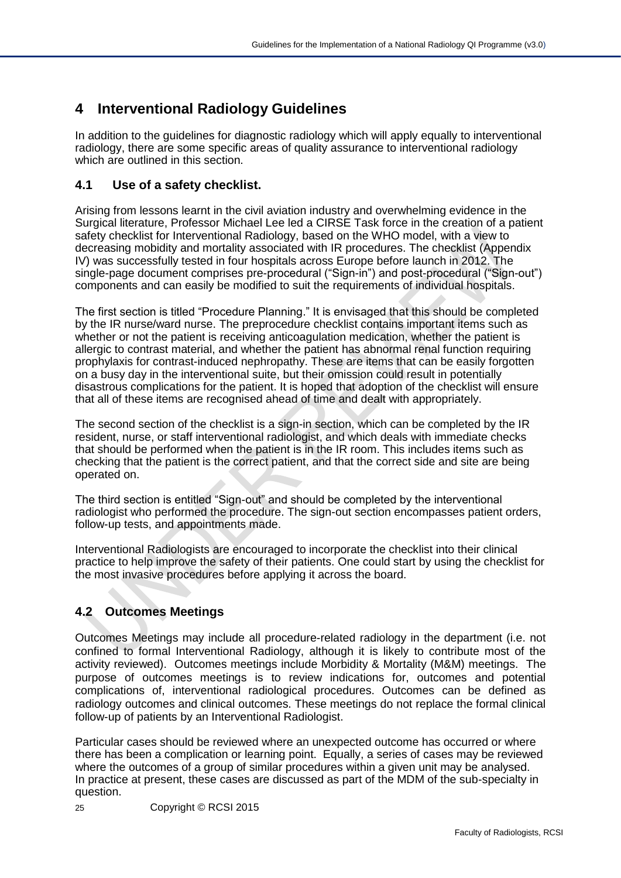# 4 Interventional Radiology Guidelines

In addition to the guidelines for diagnostic radiology which will apply equally to interventional radiology, there are some specific areas of quality assurance to interventional radiology which are outlined in this section.

## 4.1 Use of a safety checklist.

Arising from lessons learnt in the civil aviation industry and overwhelming evidence in the Surgical literature, Professor Michael Lee led a CIRSE Task force in the creation of a patient safety checklist for Interventional Radiology, based on the WHO model, with a view to decreasing mobidity and mortality associated with IR procedures. The checklist (Appendix IV) was successfully tested in four hospitals across Europe before launch in 2012. The single-page document comprises pre-procedural ("Sign-in") and post-procedural ("Sign-out") components and can easily be modified to suit the requirements of individual hospitals.

The first section is titled "Procedure Planning." It is envisaged that this should be completed by the IR nurse/ward nurse. The preprocedure checklist contains important items such as whether or not the patient is receiving anticoagulation medication, whether the patient is allergic to contrast material, and whether the patient has abnormal renal function requiring prophylaxis for contrast-induced nephropathy. These are items that can be easily forgotten on a busy day in the interventional suite, but their omission could result in potentially disastrous complications for the patient. It is hoped that adoption of the checklist will ensure that all of these items are recognised ahead of time and dealt with appropriately.

The second section of the checklist is a sign-in section, which can be completed by the IR resident, nurse, or staff interventional radiologist, and which deals with immediate checks that should be performed when the patient is in the IR room. This includes items such as checking that the patient is the correct patient, and that the correct side and site are being operated on.

The third section is entitled "Sign-out" and should be completed by the interventional radiologist who performed the procedure. The sign-out section encompasses patient orders, follow-up tests, and appointments made.

Interventional Radiologists are encouraged to incorporate the checklist into their clinical practice to help improve the safety of their patients. One could start by using the checklist for the most invasive procedures before applying it across the board.

## 4.2 Outcomes Meetings

Outcomes Meetings may include all procedure-related radiology in the department (i.e. not confined to formal Interventional Radiology, although it is likely to contribute most of the activity reviewed). Outcomes meetings include Morbidity & Mortality (M&M) meetings. The purpose of outcomes meetings is to review indications for, outcomes and potential complications of, interventional radiological procedures. Outcomes can be defined as radiology outcomes and clinical outcomes. These meetings do not replace the formal clinical follow-up of patients by an Interventional Radiologist.

Particular cases should be reviewed where an unexpected outcome has occurred or where there has been a complication or learning point. Equally, a series of cases may be reviewed where the outcomes of a group of similar procedures within a given unit may be analysed. In practice at present, these cases are discussed as part of the MDM of the sub-specialty in question.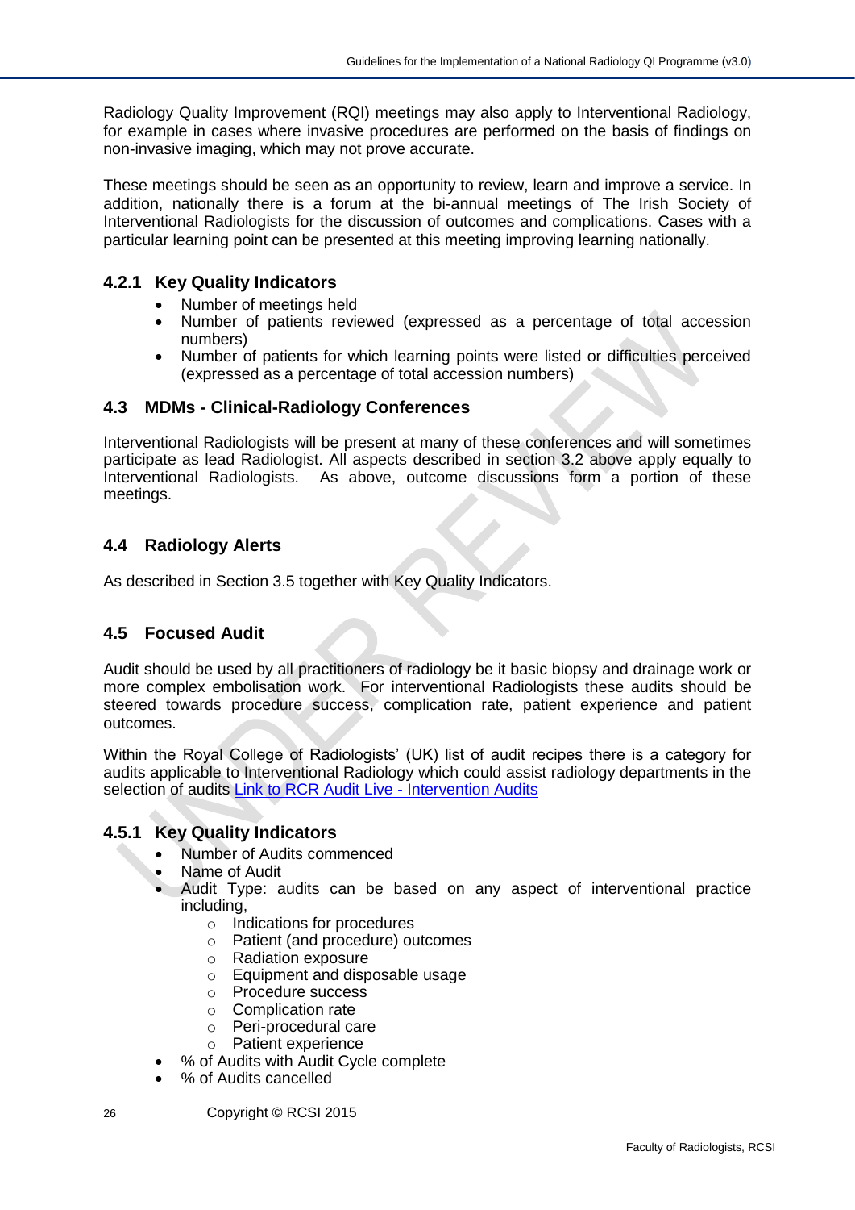Radiology Quality Improvement (RQI) meetings may also apply to Interventional Radiology, for example in cases where invasive procedures are performed on the basis of findings on non-invasive imaging, which may not prove accurate.

These meetings should be seen as an opportunity to review, learn and improve a service. In addition, nationally there is a forum at the bi-annual meetings of The Irish Society of Interventional Radiologists for the discussion of outcomes and complications. Cases with a particular learning point can be presented at this meeting improving learning nationally.

### 4.2.1 Key Quality Indicators

- Number of meetings held
- Number of patients reviewed (expressed as a percentage of total accession numbers)
- Number of patients for which learning points were listed or difficulties perceived (expressed as a percentage of total accession numbers)

## 4.3 MDMs - Clinical-Radiology Conferences

Interventional Radiologists will be present at many of these conferences and will sometimes participate as lead Radiologist. All aspects described in section 3.2 above apply equally to Interventional Radiologists. As above, outcome discussions form a portion of these meetings.

## 4.4 Radiology Alerts

As described in Section 3.5 together with Key Quality Indicators.

## 4.5 Focused Audit

Audit should be used by all practitioners of radiology be it basic biopsy and drainage work or more complex embolisation work. For interventional Radiologists these audits should be steered towards procedure success, complication rate, patient experience and patient outcomes.

Within the Royal College of Radiologists' (UK) list of audit recipes there is a category for audits applicable to Interventional Radiology which could assist radiology departments in the selection of audits [Link to RCR Audit Live - Intervention Audits]

### 4.5.1 Key Quality Indicators

- Number of Audits commenced
- Name of Audit
- Audit Type: audits can be based on any aspect of interventional practice including,
  - Indications for procedures
  - Patient (and procedure) outcomes
  - Radiation exposure
  - Equipment and disposable usage
  - Procedure success
  - Complication rate
  - Peri-procedural care
  - Patient experience
- % of Audits with Audit Cycle complete
- % of Audits cancelled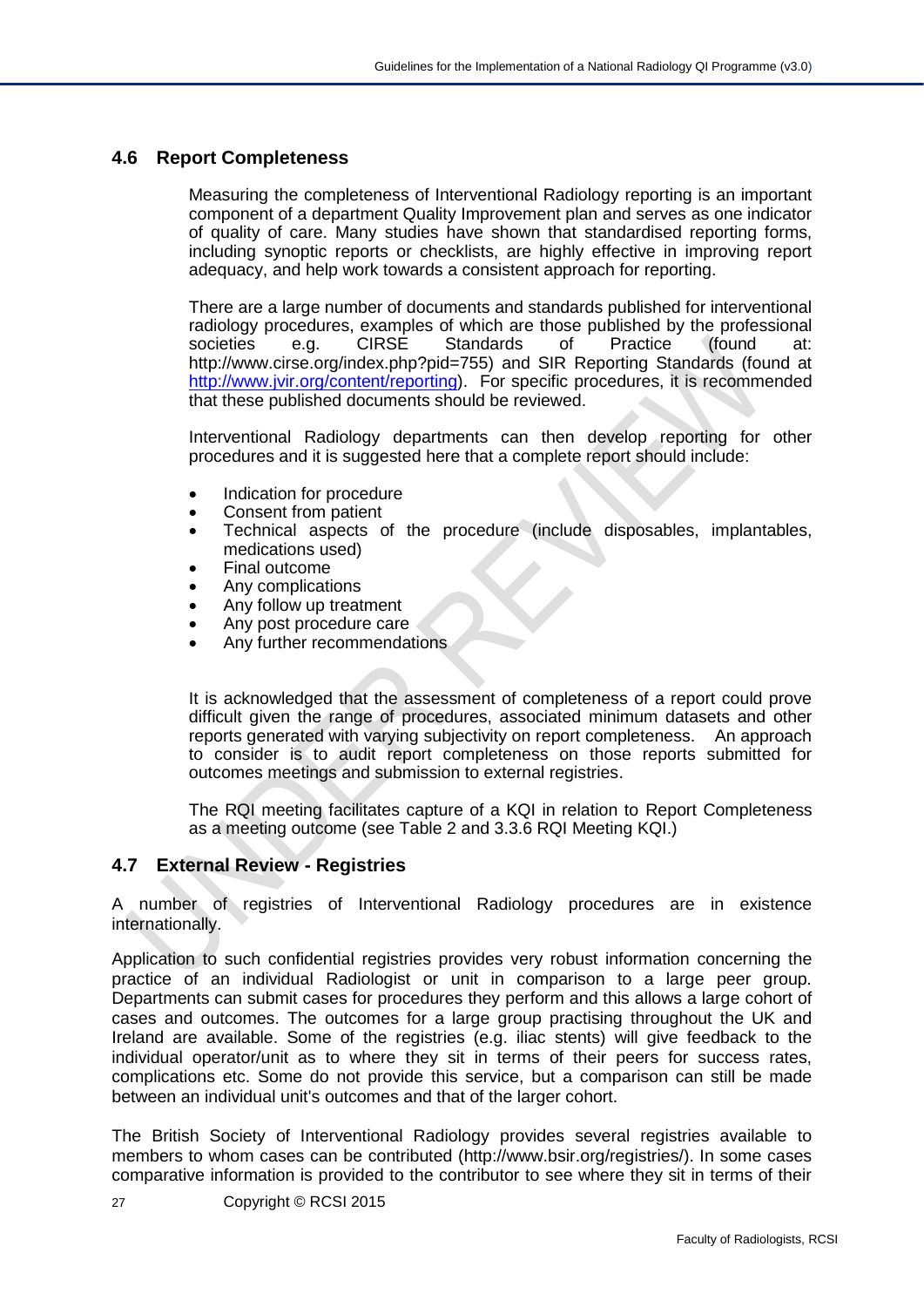## 4.6 Report Completeness

Measuring the completeness of Interventional Radiology reporting is an important component of a department Quality Improvement plan and serves as one indicator of quality of care. Many studies have shown that standardised reporting forms, including synoptic reports or checklists, are highly effective in improving report adequacy, and help work towards a consistent approach for reporting.

There are a large number of documents and standards published for interventional radiology procedures, examples of which are those published by the professional societies e.g. CIRSE Standards of Practice (found at: http://www.cirse.org/index.php?pid=755) and SIR Reporting Standards (found at http://www.jvir.org/content/reporting). For specific procedures, it is recommended that these published documents should be reviewed.

Interventional Radiology departments can then develop reporting for other procedures and it is suggested here that a complete report should include:

- Indication for procedure
- Consent from patient
- Technical aspects of the procedure (include disposables, implantables, medications used)
- Final outcome
- Any complications
- Any follow up treatment
- Any post procedure care
- Any further recommendations

It is acknowledged that the assessment of completeness of a report could prove difficult given the range of procedures, associated minimum datasets and other reports generated with varying subjectivity on report completeness. An approach to consider is to audit report completeness on those reports submitted for outcomes meetings and submission to external registries.

The RQI meeting facilitates capture of a KQI in relation to Report Completeness as a meeting outcome (see Table 2 and 3.3.6 RQI Meeting KQI.)

## 4.7 External Review - Registries

A number of registries of Interventional Radiology procedures are in existence internationally.

Application to such confidential registries provides very robust information concerning the practice of an individual Radiologist or unit in comparison to a large peer group. Departments can submit cases for procedures they perform and this allows a large cohort of cases and outcomes. The outcomes for a large group practising throughout the UK and Ireland are available. Some of the registries (e.g. iliac stents) will give feedback to the individual operator/unit as to where they sit in terms of their peers for success rates, complications etc. Some do not provide this service, but a comparison can still be made between an individual unit's outcomes and that of the larger cohort.

The British Society of Interventional Radiology provides several registries available to members to whom cases can be contributed (http://www.bsir.org/registries/). In some cases comparative information is provided to the contributor to see where they sit in terms of their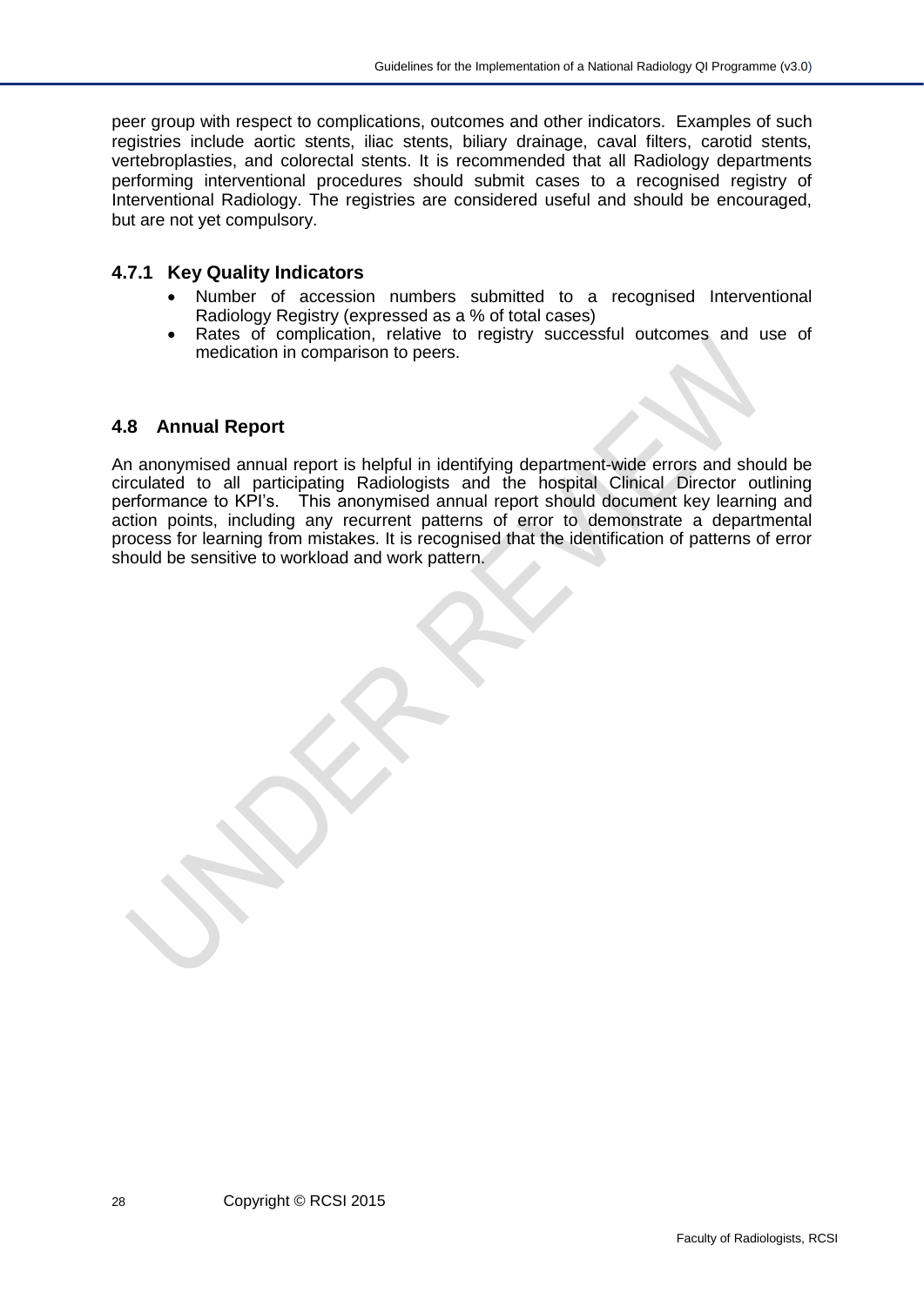peer group with respect to complications, outcomes and other indicators. Examples of such registries include aortic stents, iliac stents, biliary drainage, caval filters, carotid stents, vertebroplasties, and colorectal stents. It is recommended that all Radiology departments performing interventional procedures should submit cases to a recognised registry of Interventional Radiology. The registries are considered useful and should be encouraged, but are not yet compulsory.

### 4.7.1 Key Quality Indicators

- Number of accession numbers submitted to a recognised Interventional Radiology Registry (expressed as a % of total cases)
- Rates of complication, relative to registry successful outcomes and use of medication in comparison to peers.

## 4.8 Annual Report

An anonymised annual report is helpful in identifying department-wide errors and should be circulated to all participating Radiologists and the hospital Clinical Director outlining performance to KPI's. This anonymised annual report should document key learning and action points, including any recurrent patterns of error to demonstrate a departmental process for learning from mistakes. It is recognised that the identification of patterns of error should be sensitive to workload and work pattern.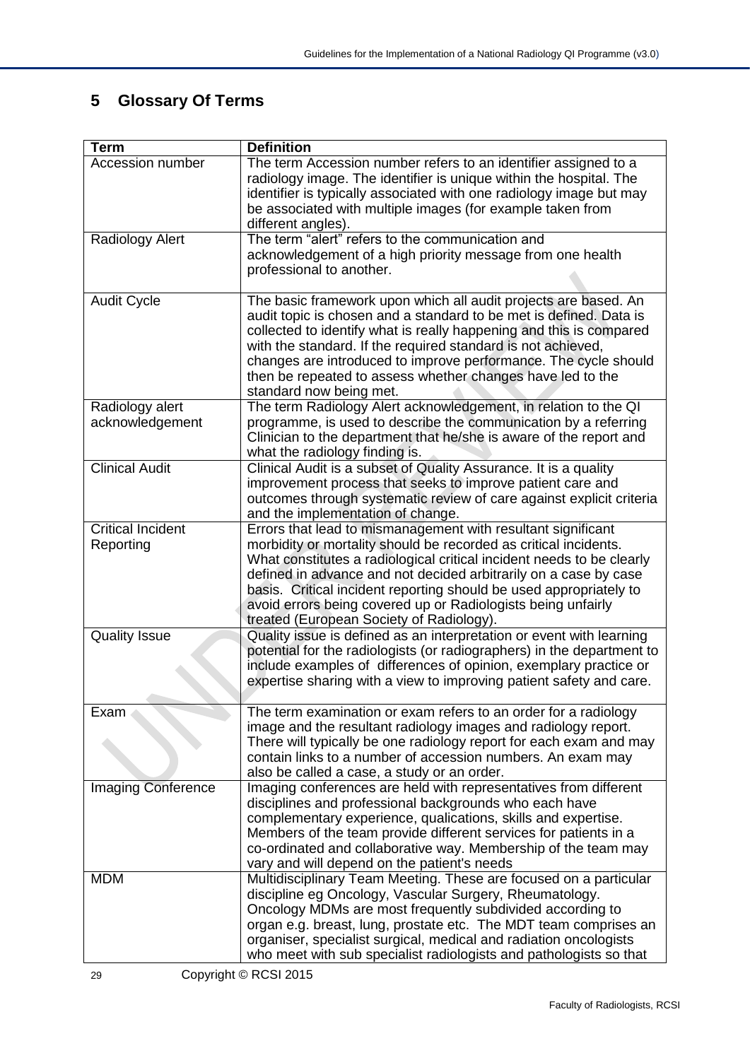## 5 Glossary Of Terms

| Term | Definition |
|---|---|
| Accession number | The term Accession number refers to an identifier assigned to a radiology image. The identifier is unique within the hospital. The identifier is typically associated with one radiology image but may be associated with multiple images (for example taken from different angles). |
| Radiology Alert | The term "alert" refers to the communication and acknowledgement of a high priority message from one health professional to another. |
| Audit Cycle | The basic framework upon which all audit projects are based. An audit topic is chosen and a standard to be met is defined. Data is collected to identify what is really happening and this is compared with the standard. If the required standard is not achieved, changes are introduced to improve performance. The cycle should then be repeated to assess whether changes have led to the standard now being met. |
| Radiology alert acknowledgement | The term Radiology Alert acknowledgement, in relation to the QI programme, is used to describe the communication by a referring Clinician to the department that he/she is aware of the report and what the radiology finding is. |
| Clinical Audit | Clinical Audit is a subset of Quality Assurance. It is a quality improvement process that seeks to improve patient care and outcomes through systematic review of care against explicit criteria and the implementation of change. |
| Critical Incident Reporting | Errors that lead to mismanagement with resultant significant morbidity or mortality should be recorded as critical incidents. What constitutes a radiological critical incident needs to be clearly defined in advance and not decided arbitrarily on a case by case basis. Critical incident reporting should be used appropriately to avoid errors being covered up or Radiologists being unfairly treated (European Society of Radiology). |
| Quality Issue | Quality issue is defined as an interpretation or event with learning potential for the radiologists (or radiographers) in the department to include examples of differences of opinion, exemplary practice or expertise sharing with a view to improving patient safety and care. |
| Exam | The term examination or exam refers to an order for a radiology image and the resultant radiology images and radiology report. There will typically be one radiology report for each exam and may contain links to a number of accession numbers. An exam may also be called a case, a study or an order. |
| Imaging Conference | Imaging conferences are held with representatives from different disciplines and professional backgrounds who each have complementary experience, qualications, skills and expertise. Members of the team provide different services for patients in a co-ordinated and collaborative way. Membership of the team may vary and will depend on the patient's needs |
| MDM | Multidisciplinary Team Meeting. These are focused on a particular discipline eg Oncology, Vascular Surgery, Rheumatology. Oncology MDMs are most frequently subdivided according to organ e.g. breast, lung, prostate etc. The MDT team comprises an organiser, specialist surgical, medical and radiation oncologists who meet with sub specialist radiologists and pathologists so that |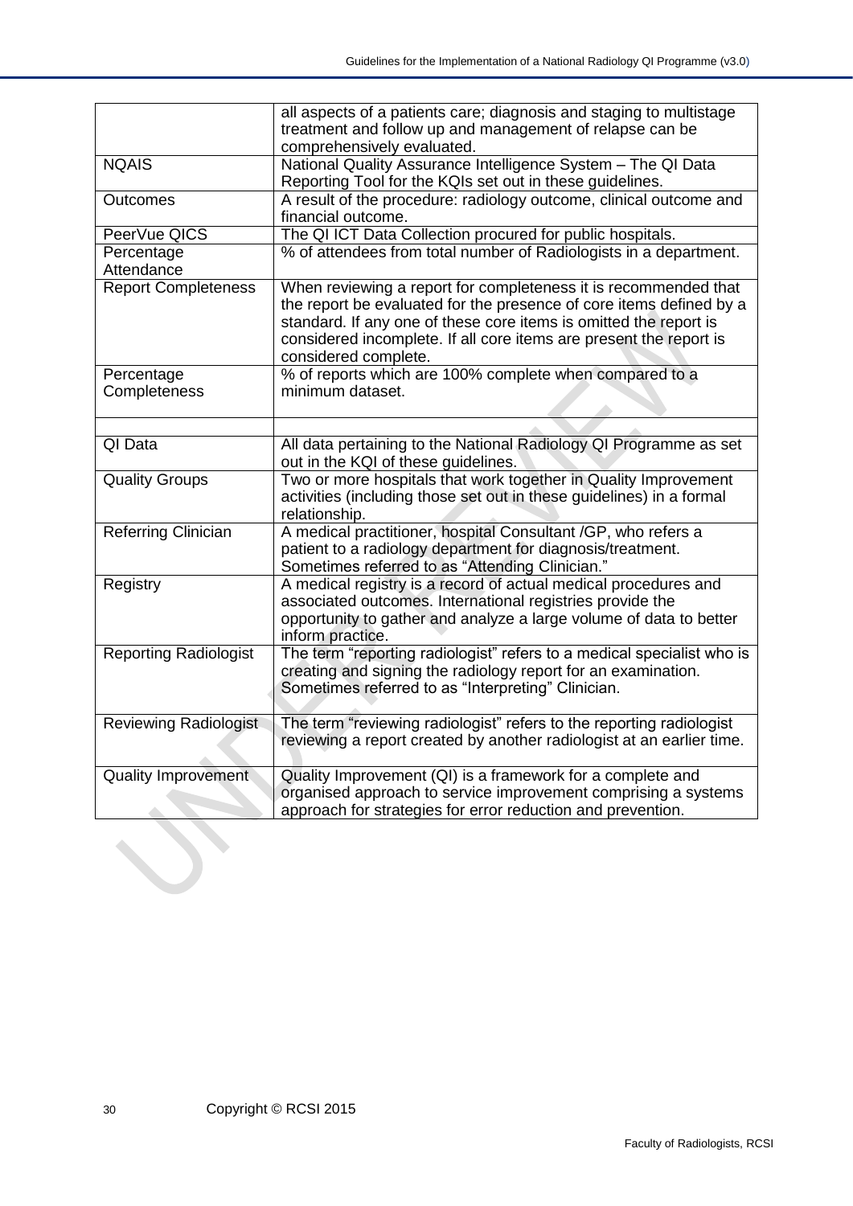| | |
|---|---|
| | all aspects of a patients care; diagnosis and staging to multistage treatment and follow up and management of relapse can be comprehensively evaluated. |
| NQAIS | National Quality Assurance Intelligence System – The QI Data Reporting Tool for the KQIs set out in these guidelines. |
| Outcomes | A result of the procedure: radiology outcome, clinical outcome and financial outcome. |
| PeerVue QICS | The QI ICT Data Collection procured for public hospitals. |
| Percentage Attendance | % of attendees from total number of Radiologists in a department. |
| Report Completeness | When reviewing a report for completeness it is recommended that the report be evaluated for the presence of core items defined by a standard. If any one of these core items is omitted the report is considered incomplete. If all core items are present the report is considered complete. |
| Percentage Completeness | % of reports which are 100% complete when compared to a minimum dataset. |
| | |
| QI Data | All data pertaining to the National Radiology QI Programme as set out in the KQI of these guidelines. |
| Quality Groups | Two or more hospitals that work together in Quality Improvement activities (including those set out in these guidelines) in a formal relationship. |
| Referring Clinician | A medical practitioner, hospital Consultant /GP, who refers a patient to a radiology department for diagnosis/treatment. Sometimes referred to as "Attending Clinician." |
| Registry | A medical registry is a record of actual medical procedures and associated outcomes. International registries provide the opportunity to gather and analyze a large volume of data to better inform practice. |
| Reporting Radiologist | The term "reporting radiologist" refers to a medical specialist who is creating and signing the radiology report for an examination. Sometimes referred to as "Interpreting" Clinician. |
| Reviewing Radiologist | The term "reviewing radiologist" refers to the reporting radiologist reviewing a report created by another radiologist at an earlier time. |
| Quality Improvement | Quality Improvement (QI) is a framework for a complete and organised approach to service improvement comprising a systems approach for strategies for error reduction and prevention. |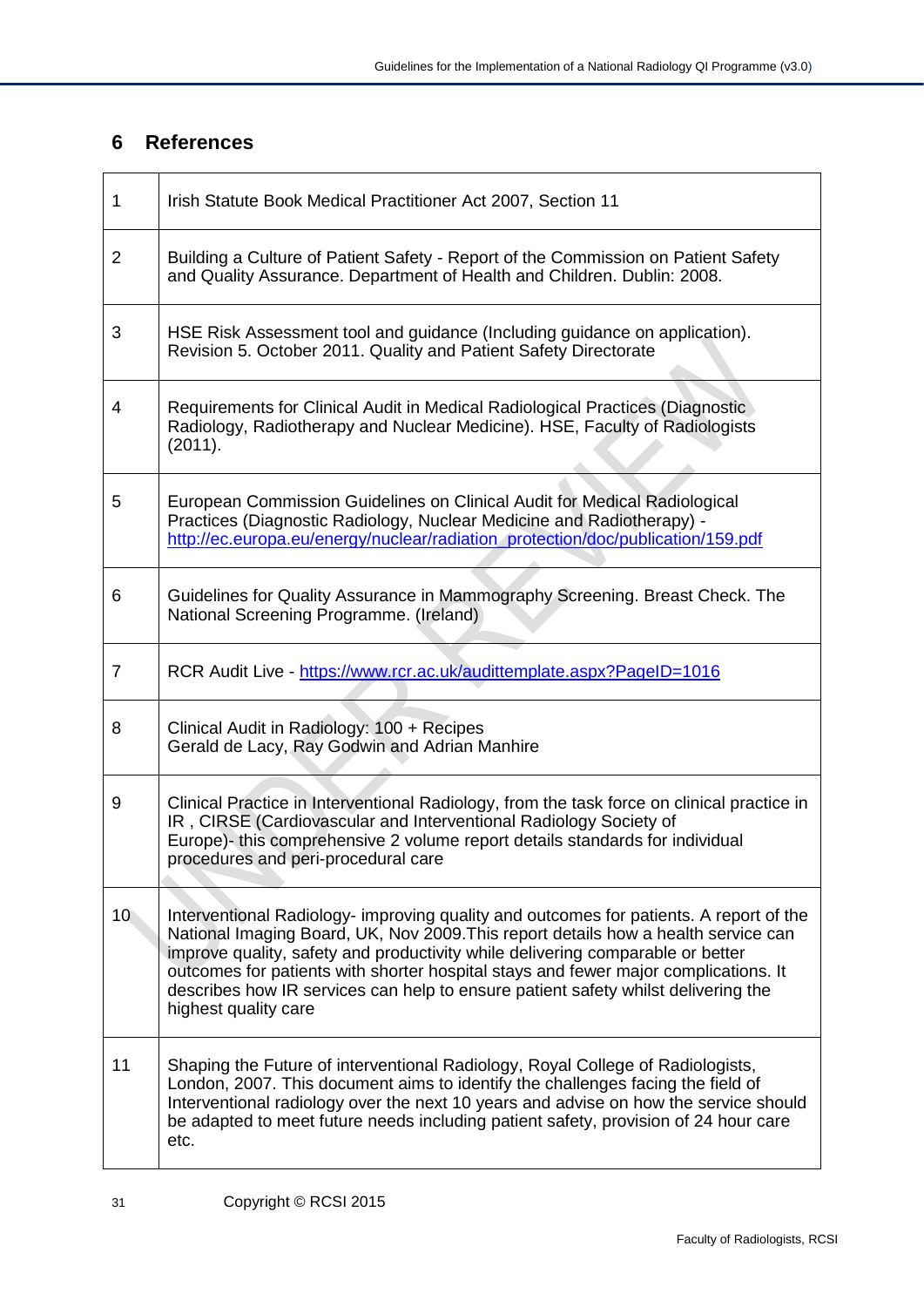# 6 References

| | |
|---|---|
| 1 | Irish Statute Book Medical Practitioner Act 2007, Section 11 |
| 2 | Building a Culture of Patient Safety - Report of the Commission on Patient Safety and Quality Assurance. Department of Health and Children. Dublin: 2008. |
| 3 | HSE Risk Assessment tool and guidance (Including guidance on application). Revision 5. October 2011. Quality and Patient Safety Directorate |
| 4 | Requirements for Clinical Audit in Medical Radiological Practices (Diagnostic Radiology, Radiotherapy and Nuclear Medicine). HSE, Faculty of Radiologists (2011). |
| 5 | European Commission Guidelines on Clinical Audit for Medical Radiological Practices (Diagnostic Radiology, Nuclear Medicine and Radiotherapy) - http://ec.europa.eu/energy/nuclear/radiation_protection/doc/publication/159.pdf |
| 6 | Guidelines for Quality Assurance in Mammography Screening. Breast Check. The National Screening Programme. (Ireland) |
| 7 | RCR Audit Live - https://www.rcr.ac.uk/audittemplate.aspx?PageID=1016 |
| 8 | Clinical Audit in Radiology: 100 + Recipes Gerald de Lacy, Ray Godwin and Adrian Manhire |
| 9 | Clinical Practice in Interventional Radiology, from the task force on clinical practice in IR , CIRSE (Cardiovascular and Interventional Radiology Society of Europe)- this comprehensive 2 volume report details standards for individual procedures and peri-procedural care |
| 10 | Interventional Radiology- improving quality and outcomes for patients. A report of the National Imaging Board, UK, Nov 2009.This report details how a health service can improve quality, safety and productivity while delivering comparable or better outcomes for patients with shorter hospital stays and fewer major complications. It describes how IR services can help to ensure patient safety whilst delivering the highest quality care |
| 11 | Shaping the Future of interventional Radiology, Royal College of Radiologists, London, 2007. This document aims to identify the challenges facing the field of Interventional radiology over the next 10 years and advise on how the service should be adapted to meet future needs including patient safety, provision of 24 hour care etc. |

Copyright © RCSI 2015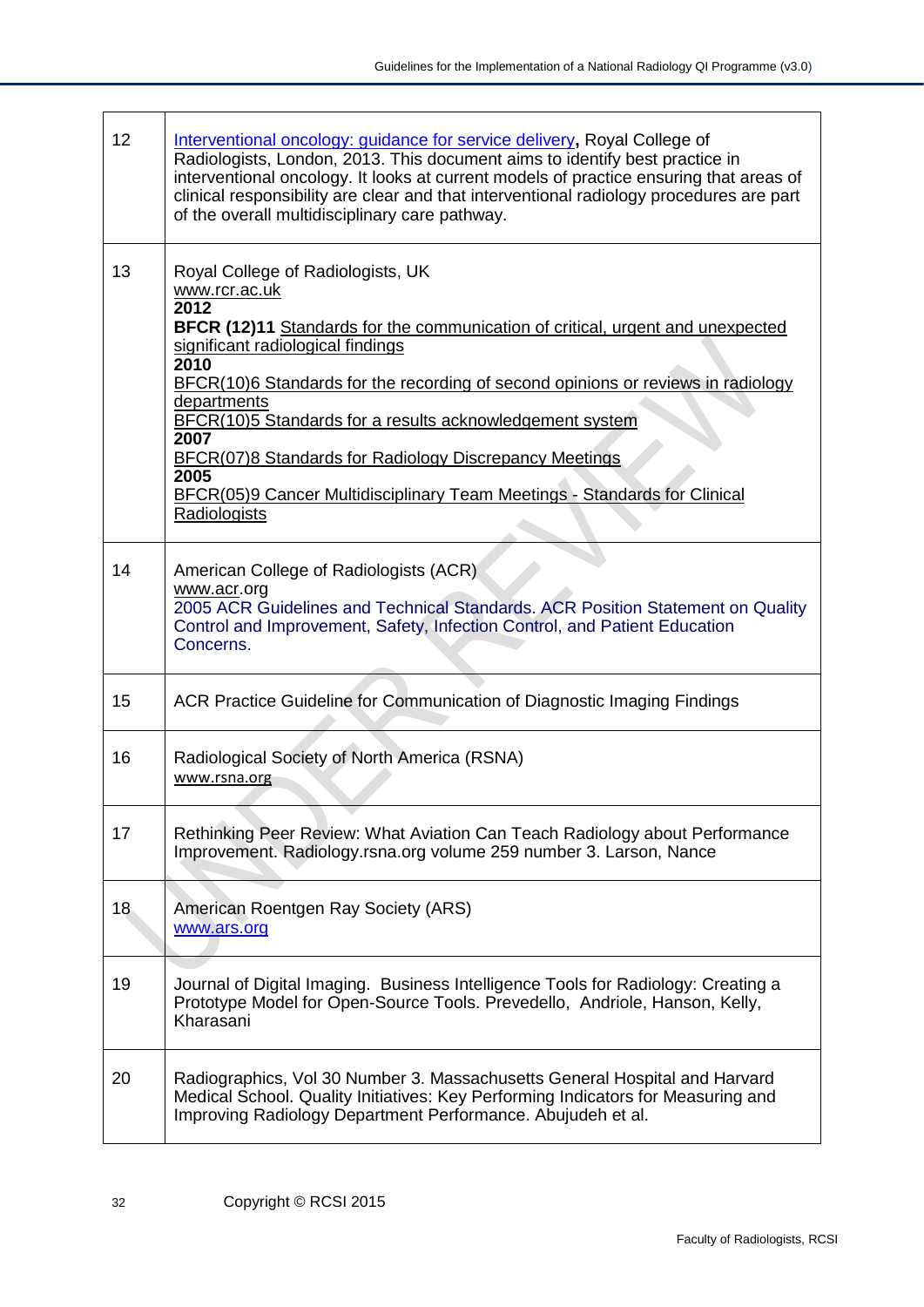| | |
|---|---|
| 12 | Interventional oncology: guidance for service delivery, Royal College of Radiologists, London, 2013. This document aims to identify best practice in interventional oncology. It looks at current models of practice ensuring that areas of clinical responsibility are clear and that interventional radiology procedures are part of the overall multidisciplinary care pathway. |
| 13 | Royal College of Radiologists, UK<br>www.rcr.ac.uk<br>**2012**<br>**BFCR (12)11** Standards for the communication of critical, urgent and unexpected significant radiological findings<br>**2010**<br>BFCR(10)6 Standards for the recording of second opinions or reviews in radiology departments<br>BFCR(10)5 Standards for a results acknowledgement system<br>**2007**<br>BFCR(07)8 Standards for Radiology Discrepancy Meetings<br>**2005**<br>BFCR(05)9 Cancer Multidisciplinary Team Meetings - Standards for Clinical Radiologists |
| 14 | American College of Radiologists (ACR)<br>www.acr.org<br>2005 ACR Guidelines and Technical Standards. ACR Position Statement on Quality Control and Improvement, Safety, Infection Control, and Patient Education Concerns. |
| 15 | ACR Practice Guideline for Communication of Diagnostic Imaging Findings |
| 16 | Radiological Society of North America (RSNA)<br>www.rsna.org |
| 17 | Rethinking Peer Review: What Aviation Can Teach Radiology about Performance Improvement. Radiology.rsna.org volume 259 number 3. Larson, Nance |
| 18 | American Roentgen Ray Society (ARS)<br>www.ars.org |
| 19 | Journal of Digital Imaging. Business Intelligence Tools for Radiology: Creating a Prototype Model for Open-Source Tools. Prevedello, Andriole, Hanson, Kelly, Kharasani |
| 20 | Radiographics, Vol 30 Number 3. Massachusetts General Hospital and Harvard Medical School. Quality Initiatives: Key Performing Indicators for Measuring and Improving Radiology Department Performance. Abujudeh et al. |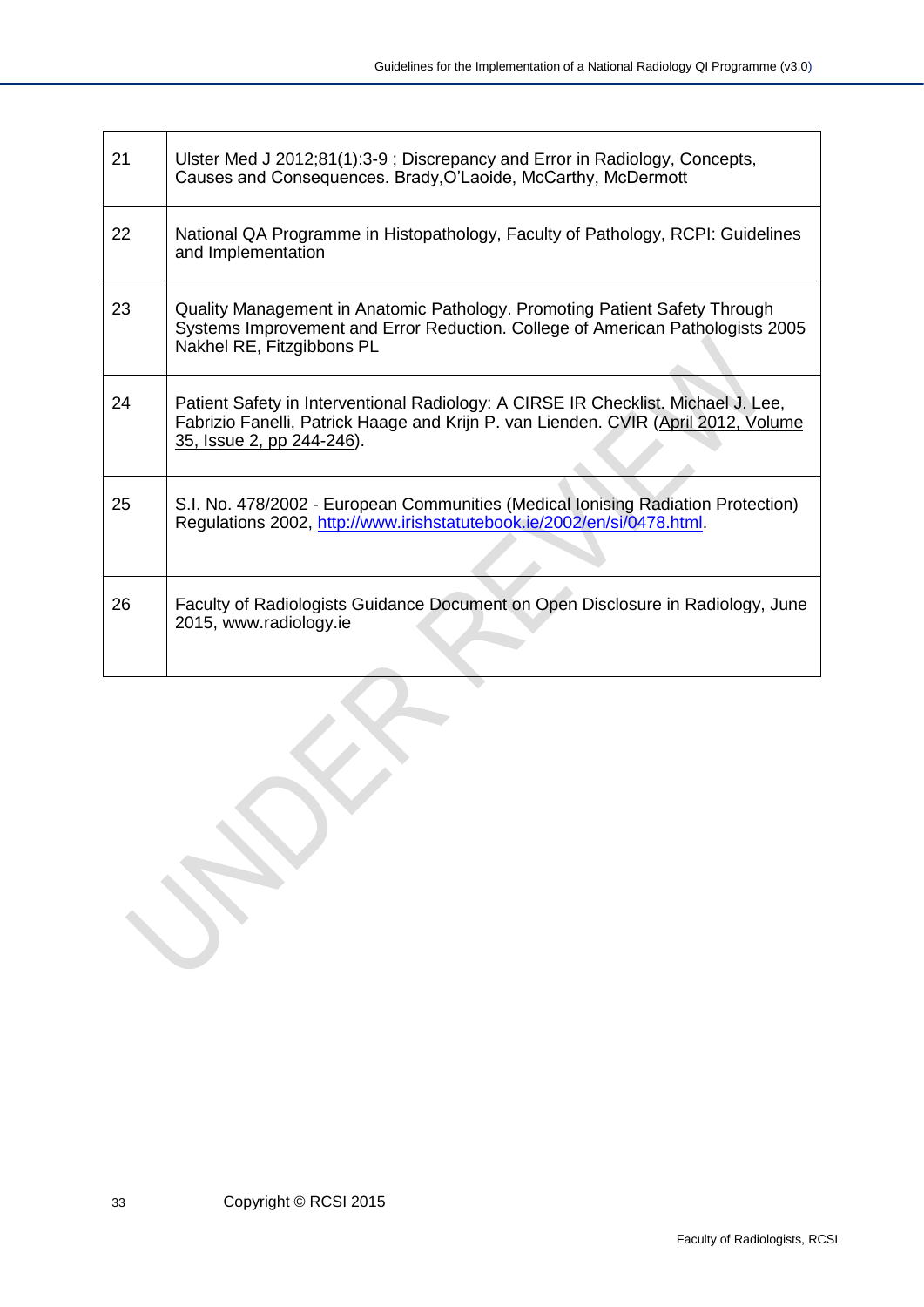| | |
|---|---|
| 21 | Ulster Med J 2012;81(1):3-9 ; Discrepancy and Error in Radiology, Concepts, Causes and Consequences. Brady,O'Laoide, McCarthy, McDermott |
| 22 | National QA Programme in Histopathology, Faculty of Pathology, RCPI: Guidelines and Implementation |
| 23 | Quality Management in Anatomic Pathology. Promoting Patient Safety Through Systems Improvement and Error Reduction. College of American Pathologists 2005 Nakhel RE, Fitzgibbons PL |
| 24 | Patient Safety in Interventional Radiology: A CIRSE IR Checklist. Michael J. Lee, Fabrizio Fanelli, Patrick Haage and Krijn P. van Lienden. CVIR (April 2012, Volume 35, Issue 2, pp 244-246). |
| 25 | S.I. No. 478/2002 - European Communities (Medical Ionising Radiation Protection) Regulations 2002, http://www.irishstatutebook.ie/2002/en/si/0478.html. |
| 26 | Faculty of Radiologists Guidance Document on Open Disclosure in Radiology, June 2015, www.radiology.ie |

Copyright © RCSI 2015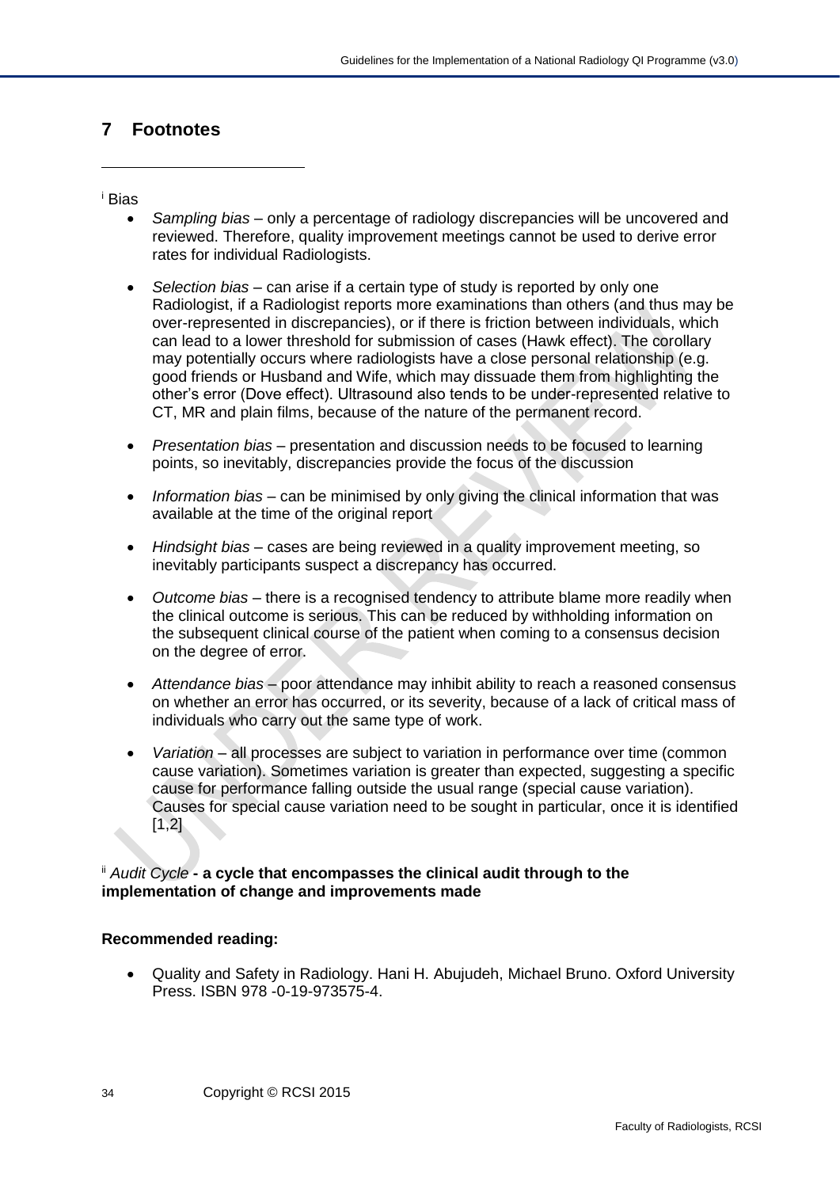# 7 Footnotes

[i] Bias

- *Sampling bias* – only a percentage of radiology discrepancies will be uncovered and reviewed. Therefore, quality improvement meetings cannot be used to derive error rates for individual Radiologists.

- *Selection bias* – can arise if a certain type of study is reported by only one Radiologist, if a Radiologist reports more examinations than others (and thus may be over-represented in discrepancies), or if there is friction between individuals, which can lead to a lower threshold for submission of cases (Hawk effect). The corollary may potentially occurs where radiologists have a close personal relationship (e.g. good friends or Husband and Wife, which may dissuade them from highlighting the other's error (Dove effect). Ultrasound also tends to be under-represented relative to CT, MR and plain films, because of the nature of the permanent record.

- *Presentation bias* – presentation and discussion needs to be focused to learning points, so inevitably, discrepancies provide the focus of the discussion

- *Information bias* – can be minimised by only giving the clinical information that was available at the time of the original report

- *Hindsight bias* – cases are being reviewed in a quality improvement meeting, so inevitably participants suspect a discrepancy has occurred.

- *Outcome bias* – there is a recognised tendency to attribute blame more readily when the clinical outcome is serious. This can be reduced by withholding information on the subsequent clinical course of the patient when coming to a consensus decision on the degree of error.

- *Attendance bias* – poor attendance may inhibit ability to reach a reasoned consensus on whether an error has occurred, or its severity, because of a lack of critical mass of individuals who carry out the same type of work.

- *Variation* – all processes are subject to variation in performance over time (common cause variation). Sometimes variation is greater than expected, suggesting a specific cause for performance falling outside the usual range (special cause variation). Causes for special cause variation need to be sought in particular, once it is identified [1,2]

[ii] *Audit Cycle* **- a cycle that encompasses the clinical audit through to the implementation of change and improvements made**

**Recommended reading:**

- Quality and Safety in Radiology. Hani H. Abujudeh, Michael Bruno. Oxford University Press. ISBN 978 -0-19-973575-4.

Copyright © RCSI 2015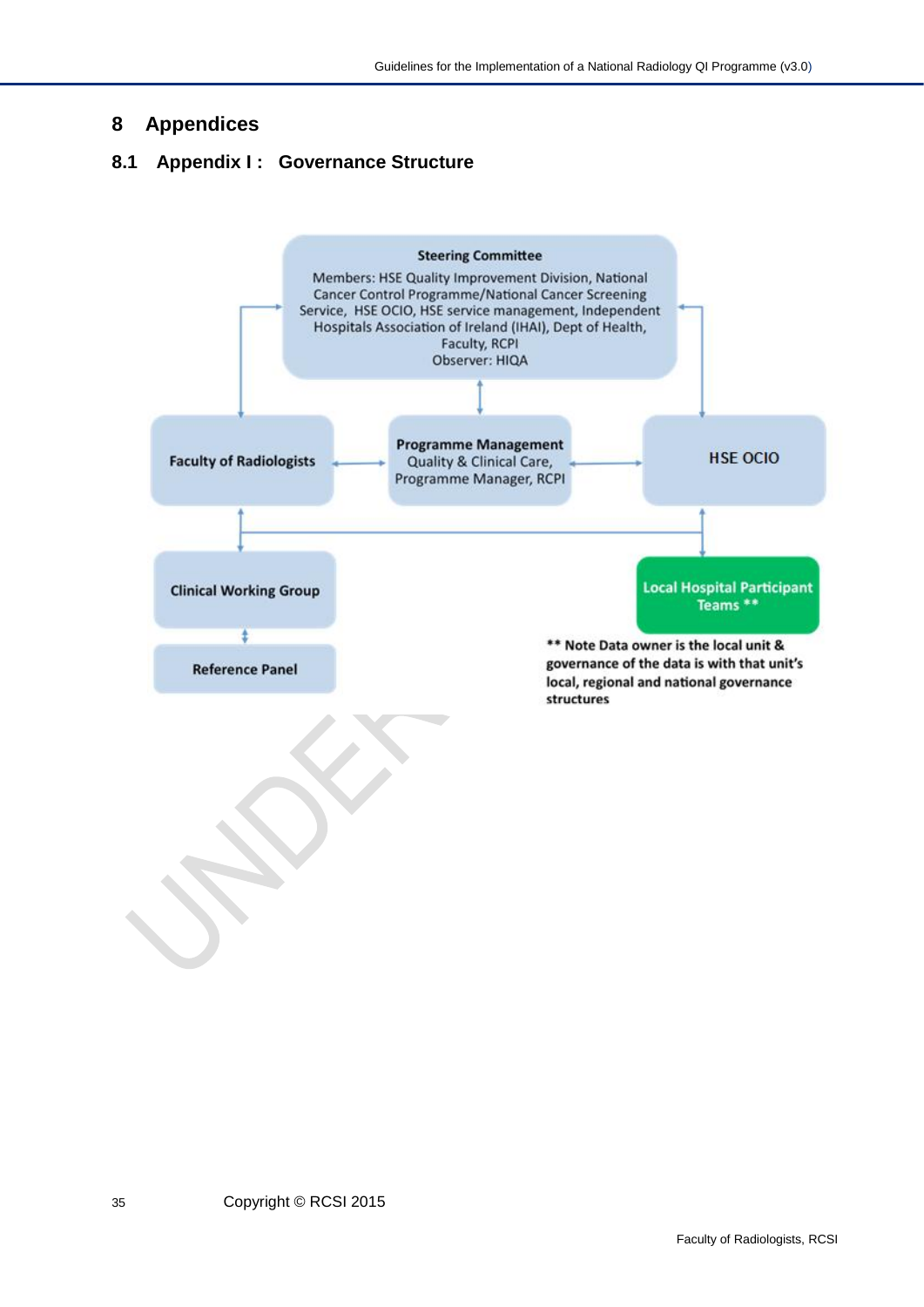# 8 Appendices

## 8.1 Appendix I : Governance Structure

**Steering Committee**

Members: HSE Quality Improvement Division, National Cancer Control Programme/National Cancer Screening Service, HSE OCIO, HSE service management, Independent Hospitals Association of Ireland (IHAI), Dept of Health, Faculty, RCPI
Observer: HIQA

**Faculty of Radiologists**

**Programme Management**
Quality & Clinical Care, Programme Manager, RCPI

HSE OCIO

**Clinical Working Group**

**Reference Panel**

**Local Hospital Participant Teams \*\***

**\*\* Note Data owner is the local unit & governance of the data is with that unit's local, regional and national governance structures**

Copyright © RCSI 2015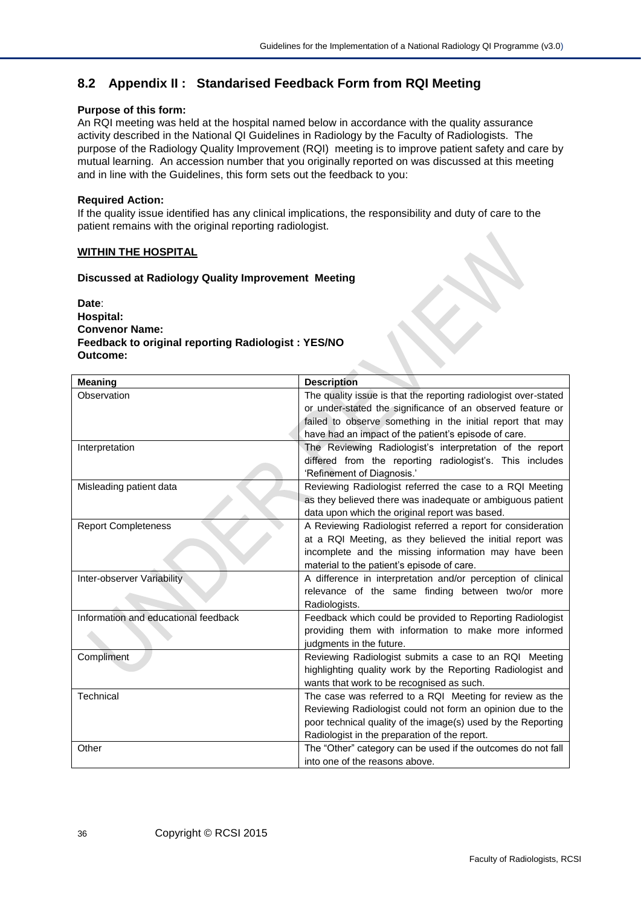## 8.2 Appendix II : Standarised Feedback Form from RQI Meeting

**Purpose of this form:**

An RQI meeting was held at the hospital named below in accordance with the quality assurance activity described in the National QI Guidelines in Radiology by the Faculty of Radiologists. The purpose of the Radiology Quality Improvement (RQI) meeting is to improve patient safety and care by mutual learning. An accession number that you originally reported on was discussed at this meeting and in line with the Guidelines, this form sets out the feedback to you:

**Required Action:**

If the quality issue identified has any clinical implications, the responsibility and duty of care to the patient remains with the original reporting radiologist.

**WITHIN THE HOSPITAL**

**Discussed at Radiology Quality Improvement Meeting**

**Date**:
**Hospital:**
**Convenor Name:**
**Feedback to original reporting Radiologist : YES/NO**
**Outcome:**

| **Meaning** | **Description** |
|---|---|
| Observation | The quality issue is that the reporting radiologist over-stated or under-stated the significance of an observed feature or failed to observe something in the initial report that may have had an impact of the patient's episode of care. |
| Interpretation | The Reviewing Radiologist's interpretation of the report differed from the reporting radiologist's. This includes 'Refinement of Diagnosis.' |
| Misleading patient data | Reviewing Radiologist referred the case to a RQI Meeting as they believed there was inadequate or ambiguous patient data upon which the original report was based. |
| Report Completeness | A Reviewing Radiologist referred a report for consideration at a RQI Meeting, as they believed the initial report was incomplete and the missing information may have been material to the patient's episode of care. |
| Inter-observer Variability | A difference in interpretation and/or perception of clinical relevance of the same finding between two/or more Radiologists. |
| Information and educational feedback | Feedback which could be provided to Reporting Radiologist providing them with information to make more informed judgments in the future. |
| Compliment | Reviewing Radiologist submits a case to an RQI Meeting highlighting quality work by the Reporting Radiologist and wants that work to be recognised as such. |
| Technical | The case was referred to a RQI Meeting for review as the Reviewing Radiologist could not form an opinion due to the poor technical quality of the image(s) used by the Reporting Radiologist in the preparation of the report. |
| Other | The "Other" category can be used if the outcomes do not fall into one of the reasons above. |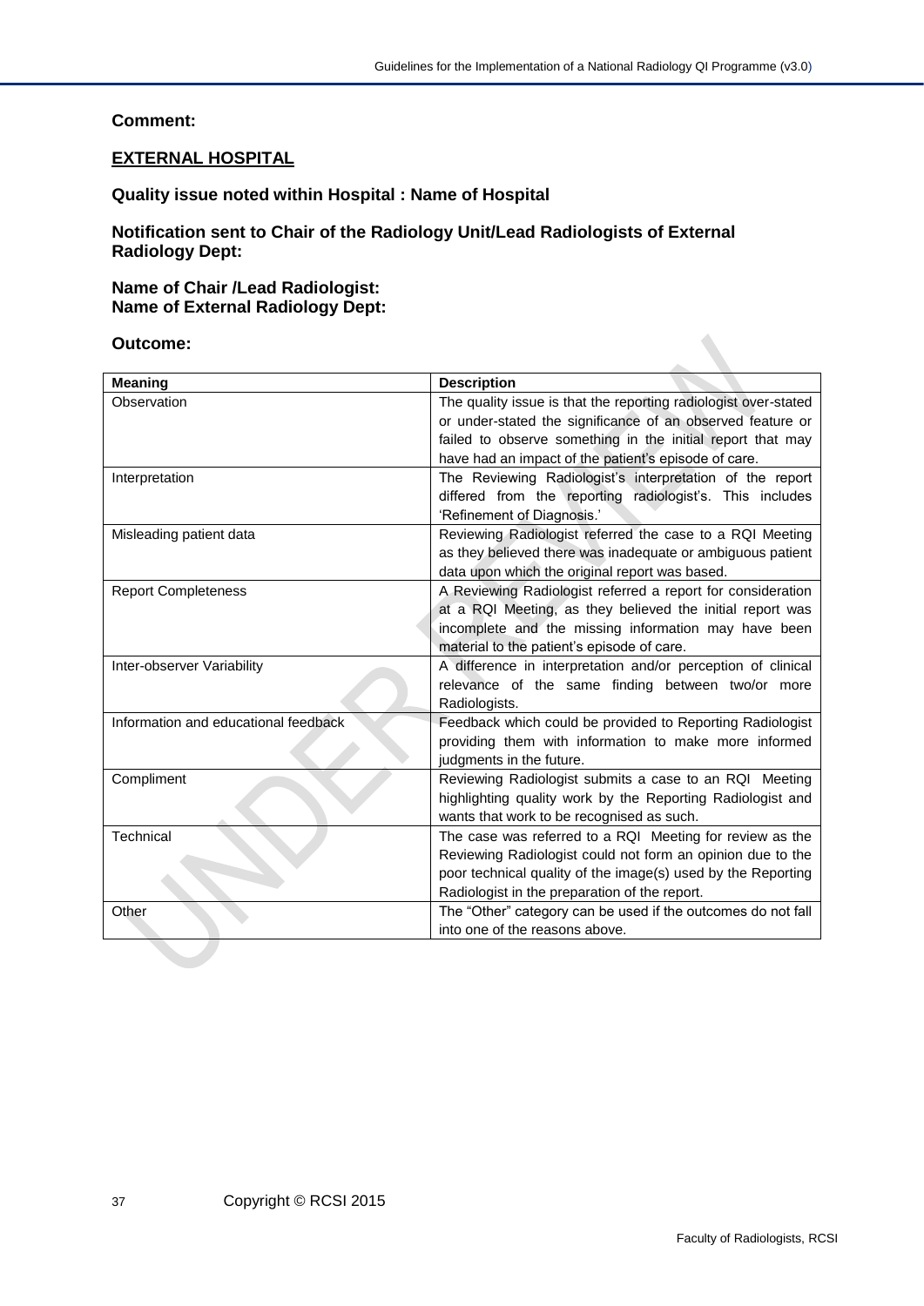**Comment:**

**EXTERNAL HOSPITAL**

**Quality issue noted within Hospital : Name of Hospital**

**Notification sent to Chair of the Radiology Unit/Lead Radiologists of External Radiology Dept:**

**Name of Chair /Lead Radiologist:**
**Name of External Radiology Dept:**

**Outcome:**

| Meaning | Description |
| --- | --- |
| Observation | The quality issue is that the reporting radiologist over-stated or under-stated the significance of an observed feature or failed to observe something in the initial report that may have had an impact of the patient's episode of care. |
| Interpretation | The Reviewing Radiologist's interpretation of the report differed from the reporting radiologist's. This includes 'Refinement of Diagnosis.' |
| Misleading patient data | Reviewing Radiologist referred the case to a RQI Meeting as they believed there was inadequate or ambiguous patient data upon which the original report was based. |
| Report Completeness | A Reviewing Radiologist referred a report for consideration at a RQI Meeting, as they believed the initial report was incomplete and the missing information may have been material to the patient's episode of care. |
| Inter-observer Variability | A difference in interpretation and/or perception of clinical relevance of the same finding between two/or more Radiologists. |
| Information and educational feedback | Feedback which could be provided to Reporting Radiologist providing them with information to make more informed judgments in the future. |
| Compliment | Reviewing Radiologist submits a case to an RQI Meeting highlighting quality work by the Reporting Radiologist and wants that work to be recognised as such. |
| Technical | The case was referred to a RQI Meeting for review as the Reviewing Radiologist could not form an opinion due to the poor technical quality of the image(s) used by the Reporting Radiologist in the preparation of the report. |
| Other | The "Other" category can be used if the outcomes do not fall into one of the reasons above. |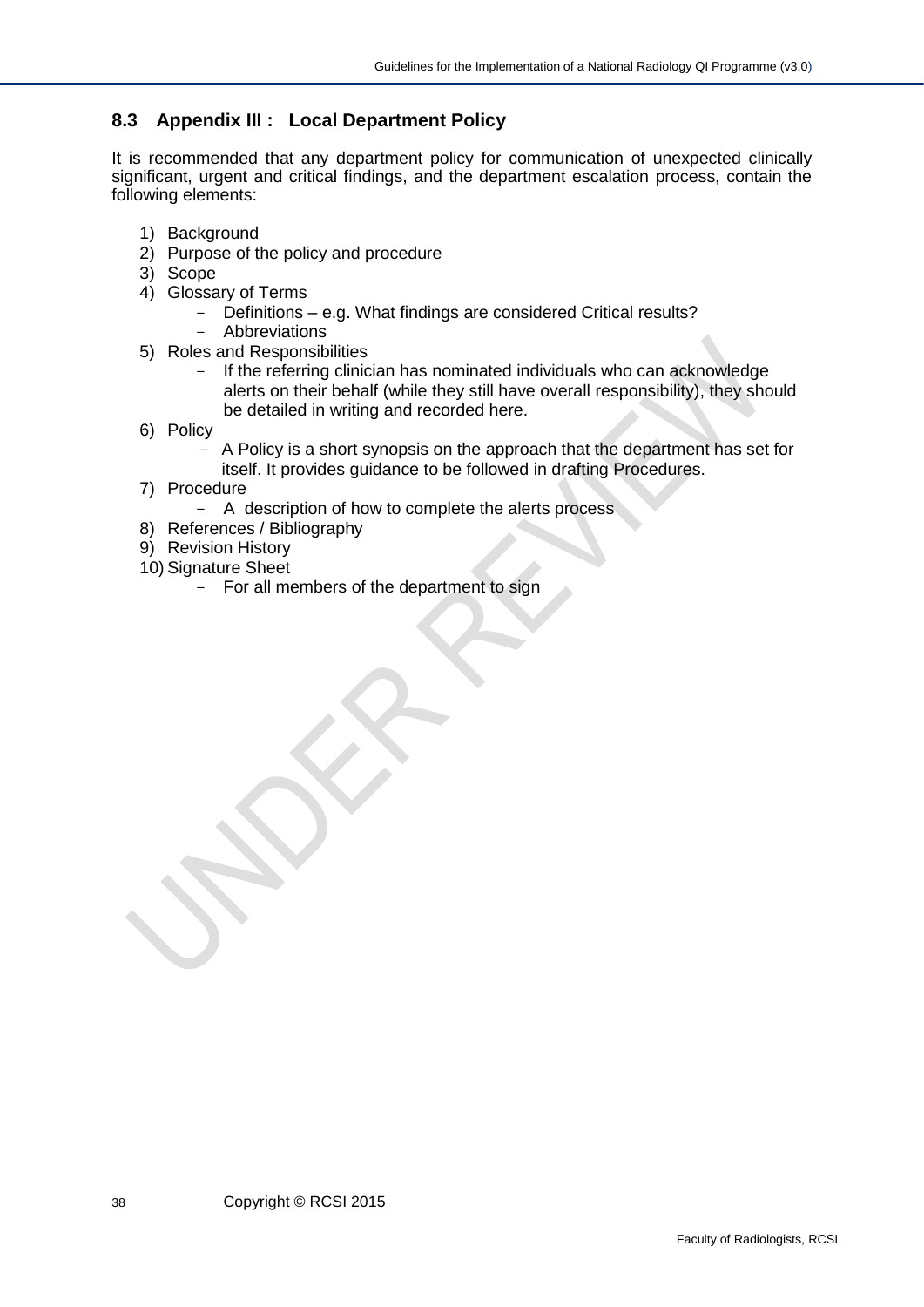## 8.3 Appendix III : Local Department Policy

It is recommended that any department policy for communication of unexpected clinically significant, urgent and critical findings, and the department escalation process, contain the following elements:

1) Background
2) Purpose of the policy and procedure
3) Scope
4) Glossary of Terms
   - Definitions – e.g. What findings are considered Critical results?
   - Abbreviations
5) Roles and Responsibilities
   - If the referring clinician has nominated individuals who can acknowledge alerts on their behalf (while they still have overall responsibility), they should be detailed in writing and recorded here.
6) Policy
   - A Policy is a short synopsis on the approach that the department has set for itself. It provides guidance to be followed in drafting Procedures.
7) Procedure
   - A description of how to complete the alerts process
8) References / Bibliography
9) Revision History
10) Signature Sheet
   - For all members of the department to sign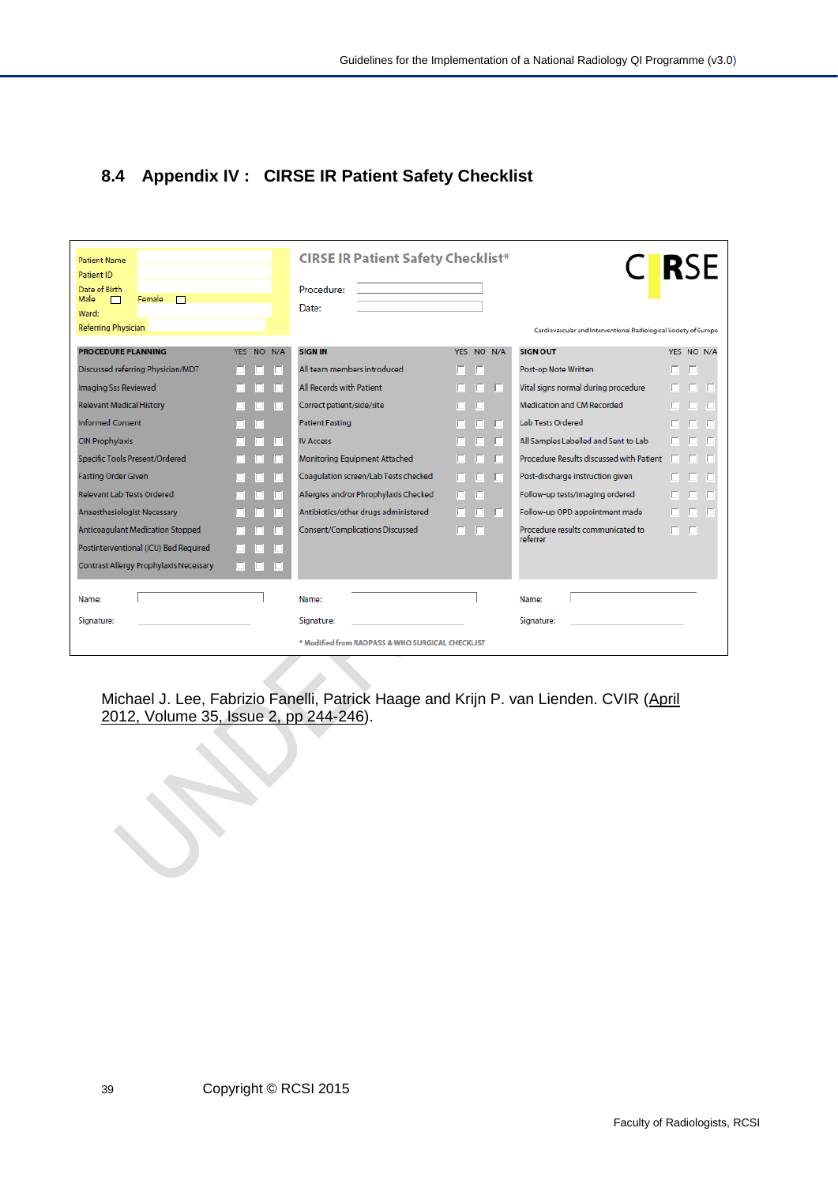## 8.4 Appendix IV : CIRSE IR Patient Safety Checklist

| Patient Name | |
|---|---|
| Patient ID | |
| Date of Birth | |
| Male ☐ | Female ☐ |
| Ward: | |
| Referring Physician | |

**CIRSE IR Patient Safety Checklist***

CIRSE – Cardiovascular and Interventional Radiological Society of Europe

Procedure:

Date:

| PROCEDURE PLANNING | YES | NO | N/A |
|---|---|---|---|
| Discussed referring Physician/MDT | ☐ | ☐ | ☐ |
| Imaging Sss Reviewed | ☐ | ☐ | ☐ |
| Relevant Medical History | ☐ | ☐ | ☐ |
| Informed Consent | ☐ | ☐ | |
| CIN Prophylaxis | ☐ | ☐ | ☐ |
| Specific Tools Present/Ordered | ☐ | ☐ | ☐ |
| Fasting Order Given | ☐ | ☐ | ☐ |
| Relevant Lab Tests Ordered | ☐ | ☐ | ☐ |
| Anaesthesiologist Necessary | ☐ | ☐ | ☐ |
| Anticoagulant Medication Stopped | ☐ | ☐ | ☐ |
| Postinterventional (ICU) Bed Required | ☐ | ☐ | ☐ |
| Contrast Allergy Prophylaxis Necessary | ☐ | ☐ | ☐ |

| SIGN IN | YES | NO | N/A |
|---|---|---|---|
| All team members introduced | ☐ | ☐ | |
| All Records with Patient | ☐ | ☐ | ☐ |
| Correct patient/side/site | ☐ | ☐ | |
| Patient Fasting | ☐ | ☐ | ☐ |
| IV Access | ☐ | ☐ | ☐ |
| Monitoring Equipment Attached | ☐ | ☐ | ☐ |
| Coagulation screen/Lab Tests checked | ☐ | ☐ | ☐ |
| Allergies and/or Phrophylaxis Checked | ☐ | ☐ | |
| Antibiotics/other drugs administered | ☐ | ☐ | ☐ |
| Consent/Complications Discussed | ☐ | ☐ | |

| SIGN OUT | YES | NO | N/A |
|---|---|---|---|
| Post-op Note Written | ☐ | ☐ | |
| Vital signs normal during procedure | ☐ | ☐ | ☐ |
| Medication and CM Recorded | ☐ | ☐ | ☐ |
| Lab Tests Ordered | ☐ | ☐ | ☐ |
| All Samples Labelled and Sent to Lab | ☐ | ☐ | ☐ |
| Procedure Results discussed with Patient | ☐ | ☐ | ☐ |
| Post-discharge instruction given | ☐ | ☐ | ☐ |
| Follow-up tests/imaging ordered | ☐ | ☐ | ☐ |
| Follow-up OPD appointment made | ☐ | ☐ | ☐ |
| Procedure results communicated to referrer | ☐ | ☐ | |

Name: ______________ Name: ______________ Name: ______________

Signature: ______________ Signature: ______________ Signature: ______________

\* Modified from RADPASS & WHO SURGICAL CHECKLIST

Michael J. Lee, Fabrizio Fanelli, Patrick Haage and Krijn P. van Lienden. CVIR (April 2012, Volume 35, Issue 2, pp 244-246).

Copyright © RCSI 2015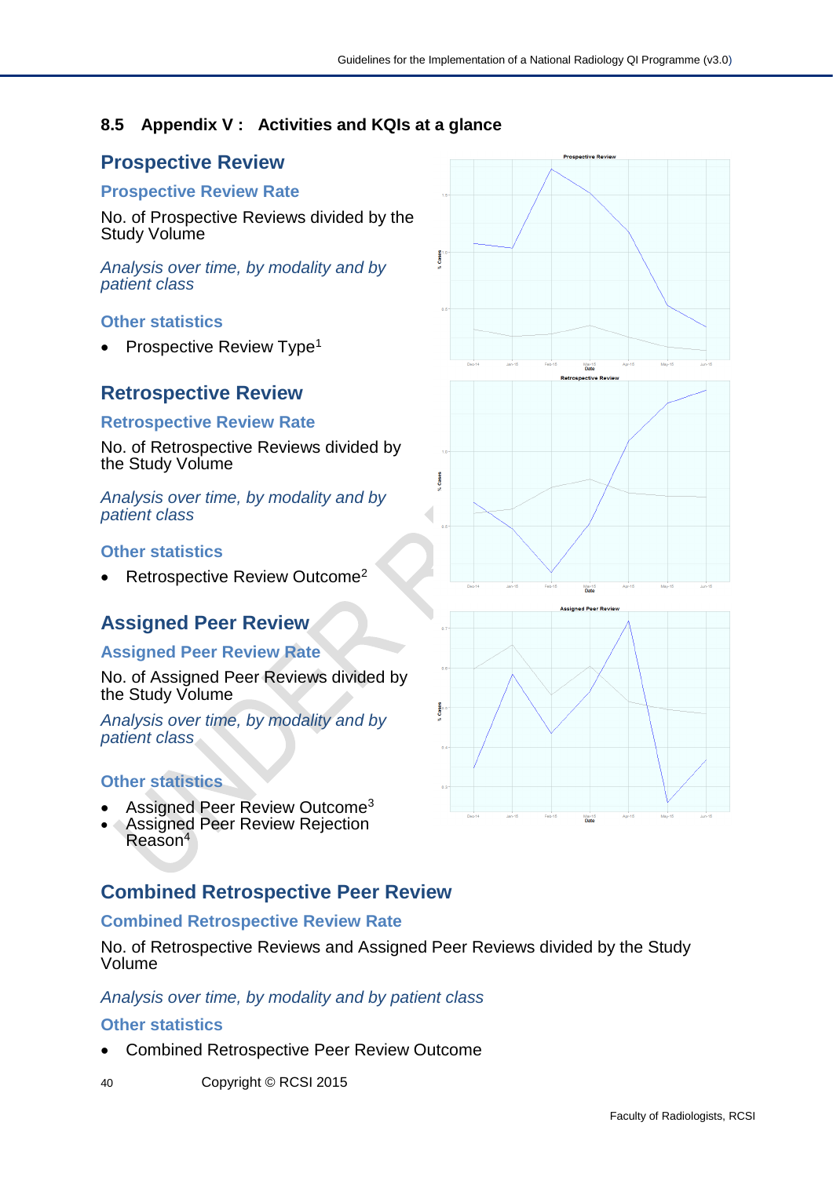## 8.5 Appendix V : Activities and KQIs at a glance

### Prospective Review

#### Prospective Review Rate

No. of Prospective Reviews divided by the Study Volume

*Analysis over time, by modality and by patient class*

#### Other statistics

- Prospective Review Type[1]

### Retrospective Review

#### Retrospective Review Rate

No. of Retrospective Reviews divided by the Study Volume

*Analysis over time, by modality and by patient class*

#### Other statistics

- Retrospective Review Outcome[2]

### Assigned Peer Review

#### Assigned Peer Review Rate

No. of Assigned Peer Reviews divided by the Study Volume

*Analysis over time, by modality and by patient class*

#### Other statistics

- Assigned Peer Review Outcome[3]
- Assigned Peer Review Rejection Reason[4]

### Combined Retrospective Peer Review

#### Combined Retrospective Review Rate

No. of Retrospective Reviews and Assigned Peer Reviews divided by the Study Volume

*Analysis over time, by modality and by patient class*

#### Other statistics

- Combined Retrospective Peer Review Outcome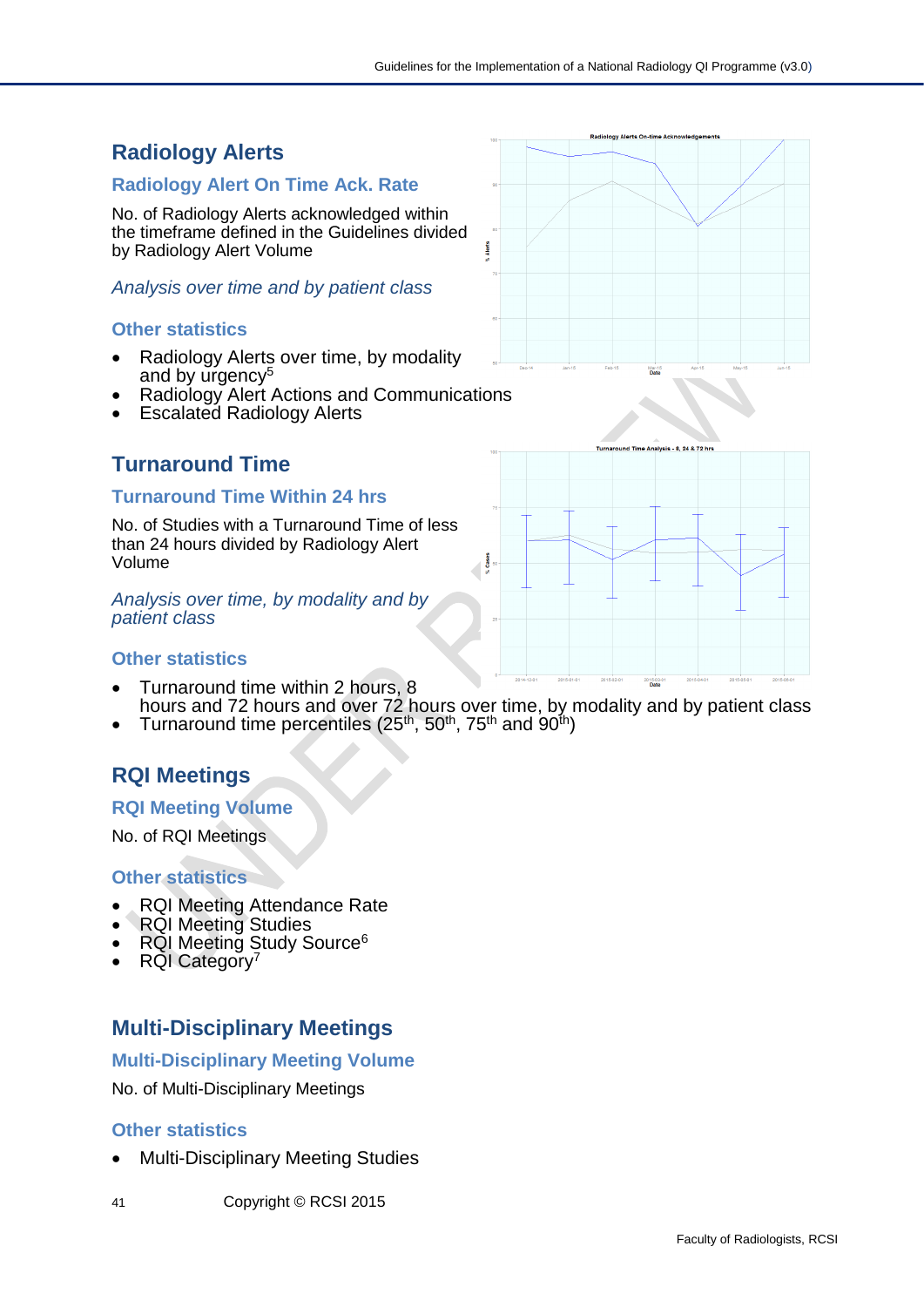## Radiology Alerts

### Radiology Alert On Time Ack. Rate

No. of Radiology Alerts acknowledged within the timeframe defined in the Guidelines divided by Radiology Alert Volume

*Analysis over time and by patient class*

### Other statistics

- Radiology Alerts over time, by modality and by urgency[5]
- Radiology Alert Actions and Communications
- Escalated Radiology Alerts

## Turnaround Time

### Turnaround Time Within 24 hrs

No. of Studies with a Turnaround Time of less than 24 hours divided by Radiology Alert Volume

*Analysis over time, by modality and by patient class*

### Other statistics

- Turnaround time within 2 hours, 8 hours and 72 hours and over 72 hours over time, by modality and by patient class
- Turnaround time percentiles ($25^{th}$, $50^{th}$, $75^{th}$ and $90^{th}$)

## RQI Meetings

### RQI Meeting Volume

No. of RQI Meetings

### Other statistics

- RQI Meeting Attendance Rate
- RQI Meeting Studies
- RQI Meeting Study Source[6]
- RQI Category[7]

## Multi-Disciplinary Meetings

### Multi-Disciplinary Meeting Volume

No. of Multi-Disciplinary Meetings

### Other statistics

- Multi-Disciplinary Meeting Studies

Copyright © RCSI 2015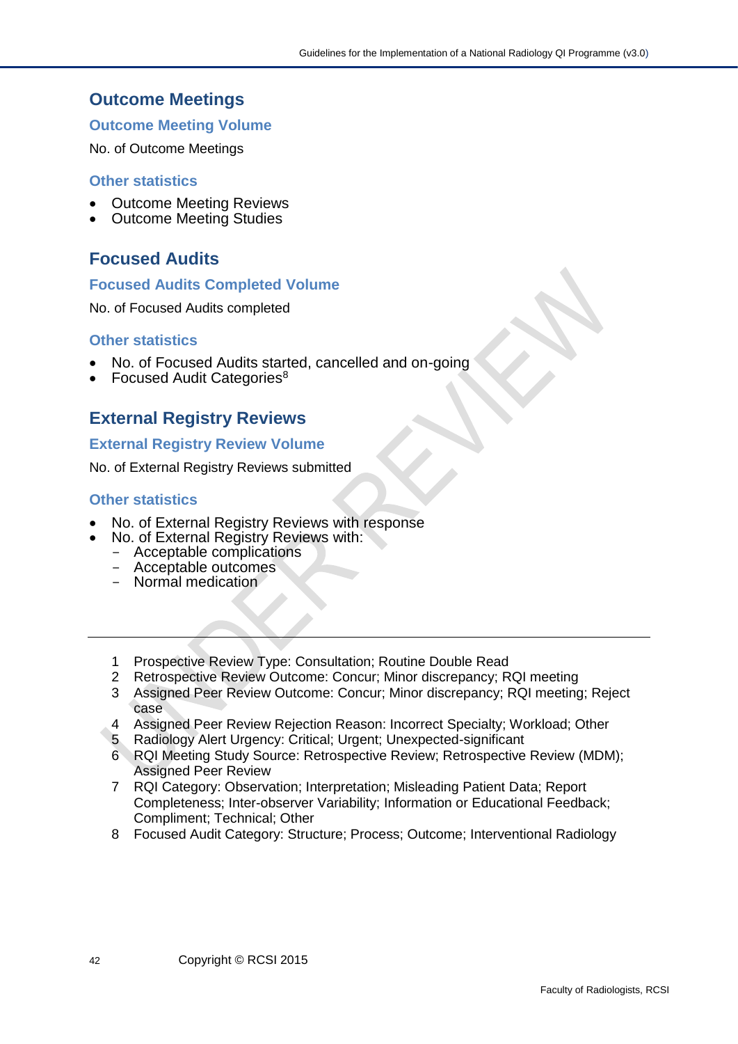## Outcome Meetings

### Outcome Meeting Volume

No. of Outcome Meetings

### Other statistics

- Outcome Meeting Reviews
- Outcome Meeting Studies

## Focused Audits

### Focused Audits Completed Volume

No. of Focused Audits completed

### Other statistics

- No. of Focused Audits started, cancelled and on-going
- Focused Audit Categories[8]

## External Registry Reviews

### External Registry Review Volume

No. of External Registry Reviews submitted

### Other statistics

- No. of External Registry Reviews with response
- No. of External Registry Reviews with:
  - Acceptable complications
  - Acceptable outcomes
  - Normal medication

---

1. Prospective Review Type: Consultation; Routine Double Read
2. Retrospective Review Outcome: Concur; Minor discrepancy; RQI meeting
3. Assigned Peer Review Outcome: Concur; Minor discrepancy; RQI meeting; Reject case
4. Assigned Peer Review Rejection Reason: Incorrect Specialty; Workload; Other
5. Radiology Alert Urgency: Critical; Urgent; Unexpected-significant
6. RQI Meeting Study Source: Retrospective Review; Retrospective Review (MDM); Assigned Peer Review
7. RQI Category: Observation; Interpretation; Misleading Patient Data; Report Completeness; Inter-observer Variability; Information or Educational Feedback; Compliment; Technical; Other
8. Focused Audit Category: Structure; Process; Outcome; Interventional Radiology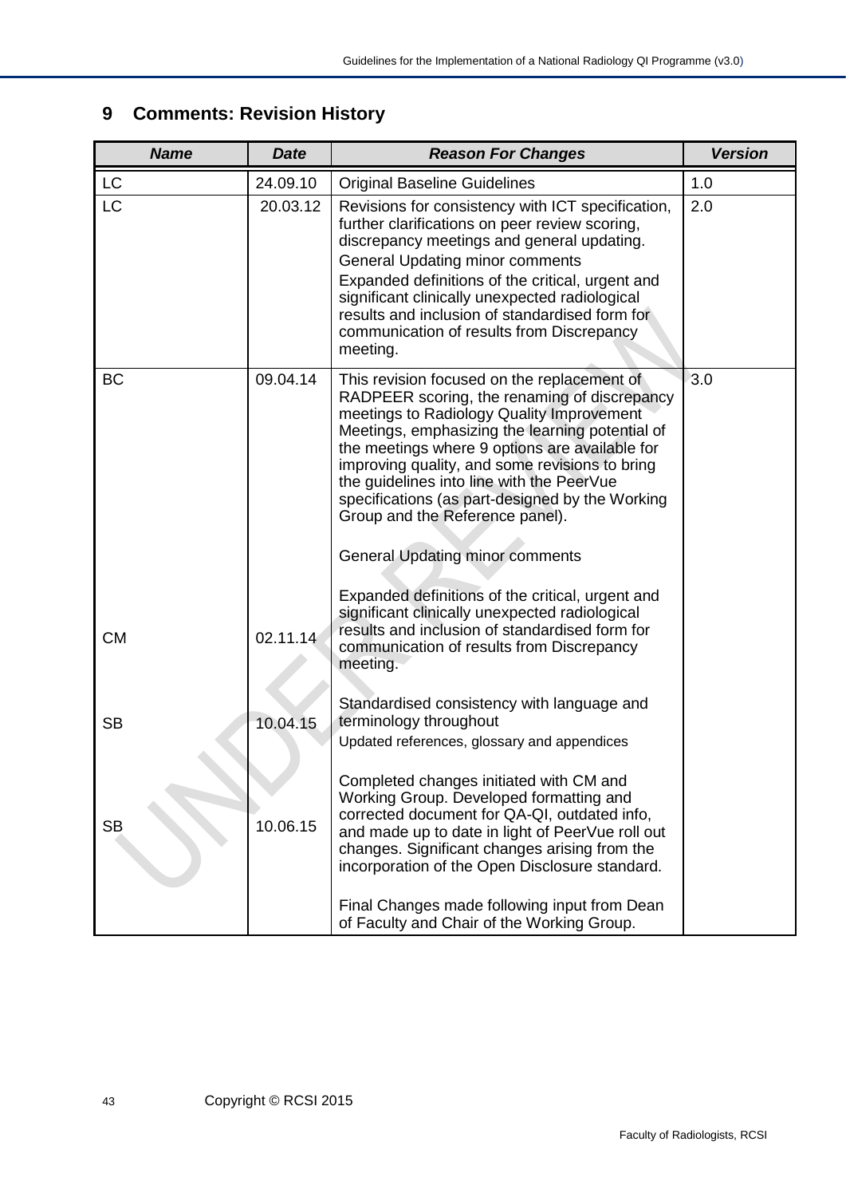## 9 Comments: Revision History

| Name | Date | Reason For Changes | Version |
|---|---|---|---|
| LC | 24.09.10 | Original Baseline Guidelines | 1.0 |
| LC | 20.03.12 | Revisions for consistency with ICT specification, further clarifications on peer review scoring, discrepancy meetings and general updating. General Updating minor comments Expanded definitions of the critical, urgent and significant clinically unexpected radiological results and inclusion of standardised form for communication of results from Discrepancy meeting. | 2.0 |
| BC | 09.04.14 | This revision focused on the replacement of RADPEER scoring, the renaming of discrepancy meetings to Radiology Quality Improvement Meetings, emphasizing the learning potential of the meetings where 9 options are available for improving quality, and some revisions to bring the guidelines into line with the PeerVue specifications (as part-designed by the Working Group and the Reference panel). General Updating minor comments | 3.0 |
| CM | 02.11.14 | Expanded definitions of the critical, urgent and significant clinically unexpected radiological results and inclusion of standardised form for communication of results from Discrepancy meeting. | |
| SB | 10.04.15 | Standardised consistency with language and terminology throughout Updated references, glossary and appendices | |
| SB | 10.06.15 | Completed changes initiated with CM and Working Group. Developed formatting and corrected document for QA-QI, outdated info, and made up to date in light of PeerVue roll out changes. Significant changes arising from the incorporation of the Open Disclosure standard. Final Changes made following input from Dean of Faculty and Chair of the Working Group. | |